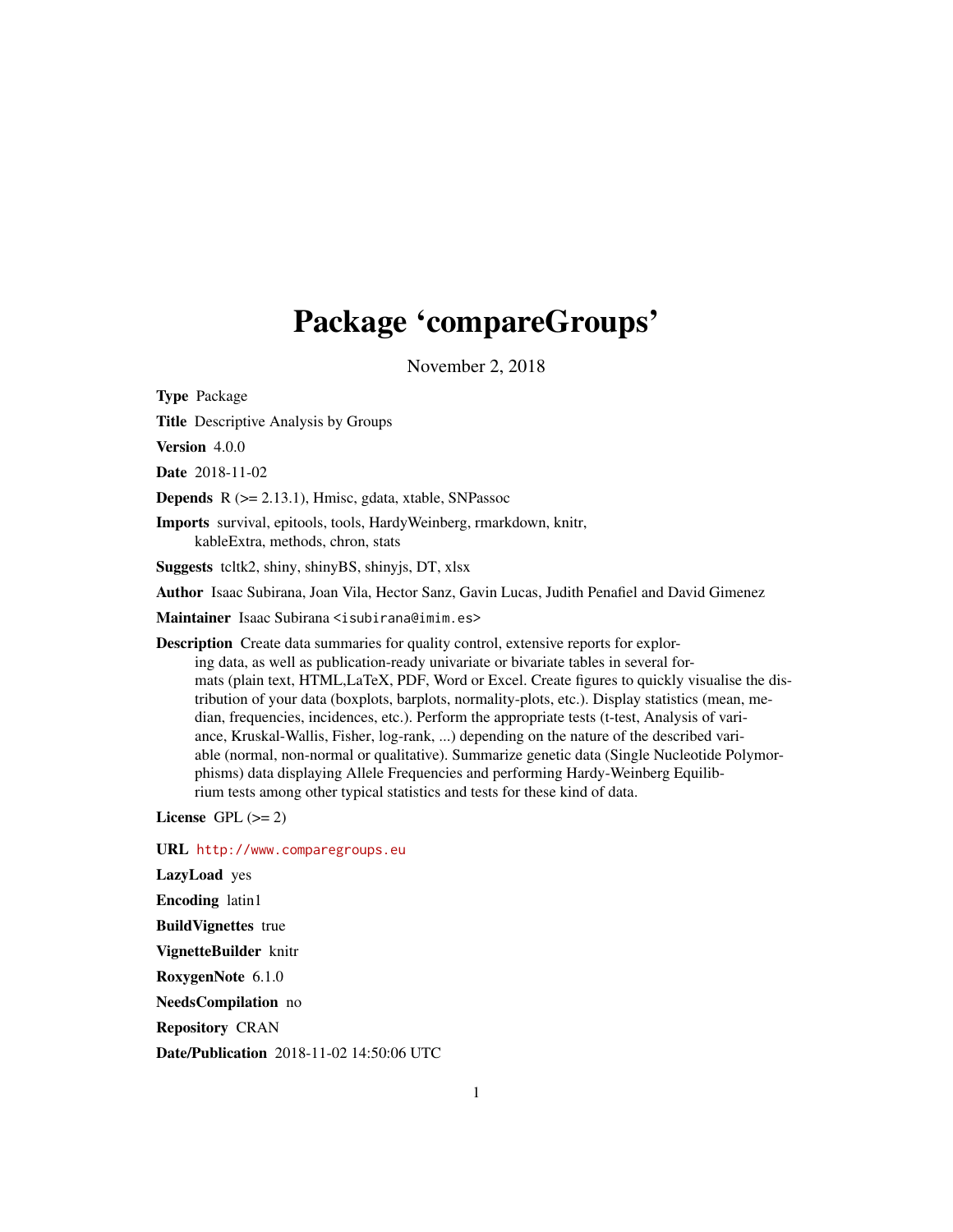# Package 'compareGroups'

November 2, 2018

**Type** Package

**Title** Descriptive Analysis by Groups

**Version** 4.0.0

**Date** 2018-11-02

**Depends** R (>= 2.13.1), Hmisc, gdata, xtable, SNPassoc

**Imports** survival, epitools, tools, HardyWeinberg, rmarkdown, knitr, kableExtra, methods, chron, stats

**Suggests** tcltk2, shiny, shinyBS, shinyjs, DT, xlsx

**Author** Isaac Subirana, Joan Vila, Hector Sanz, Gavin Lucas, Judith Penafiel and David Gimenez

**Maintainer** Isaac Subirana <isubirana@imim.es>

**Description** Create data summaries for quality control, extensive reports for exploring data, as well as publication-ready univariate or bivariate tables in several formats (plain text, HTML,LaTeX, PDF, Word or Excel. Create figures to quickly visualise the distribution of your data (boxplots, barplots, normality-plots, etc.). Display statistics (mean, median, frequencies, incidences, etc.). Perform the appropriate tests (t-test, Analysis of variance, Kruskal-Wallis, Fisher, log-rank, ...) depending on the nature of the described variable (normal, non-normal or qualitative). Summarize genetic data (Single Nucleotide Polymorphisms) data displaying Allele Frequencies and performing Hardy-Weinberg Equilibrium tests among other typical statistics and tests for these kind of data.

**License** GPL (>= 2)

**URL** http://www.comparegroups.eu

**LazyLoad** yes

**Encoding** latin1

**BuildVignettes** true

**VignetteBuilder** knitr

**RoxygenNote** 6.1.0

**NeedsCompilation** no

**Repository** CRAN

**Date/Publication** 2018-11-02 14:50:06 UTC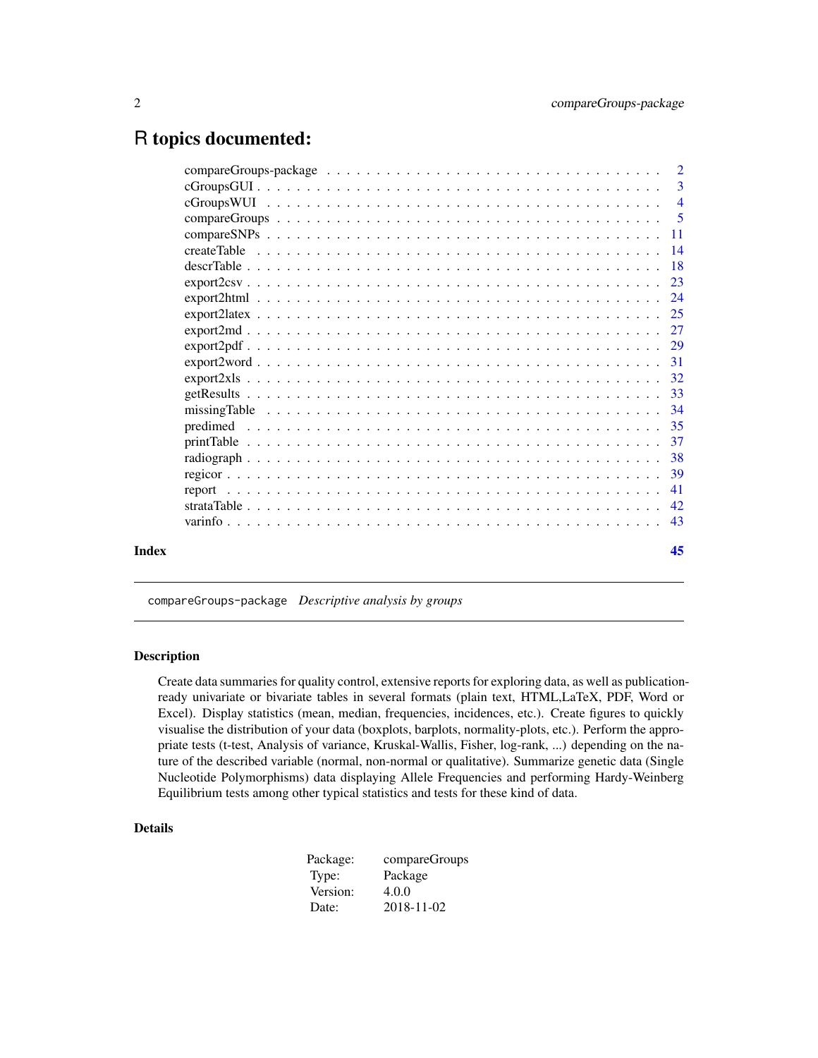# R topics documented:

| | |
|---|---|
| compareGroups-package | 2 |
| cGroupsGUI | 3 |
| cGroupsWUI | 4 |
| compareGroups | 5 |
| compareSNPs | 11 |
| createTable | 14 |
| descrTable | 18 |
| export2csv | 23 |
| export2html | 24 |
| export2latex | 25 |
| export2md | 27 |
| export2pdf | 29 |
| export2word | 31 |
| export2xls | 32 |
| getResults | 33 |
| missingTable | 34 |
| predimed | 35 |
| printTable | 37 |
| radiograph | 38 |
| regicor | 39 |
| report | 41 |
| strataTable | 42 |
| varinfo | 43 |
| **Index** | **45** |

---

## compareGroups-package *Descriptive analysis by groups*

### Description

Create data summaries for quality control, extensive reports for exploring data, as well as publication-ready univariate or bivariate tables in several formats (plain text, HTML,LaTeX, PDF, Word or Excel). Display statistics (mean, median, frequencies, incidences, etc.). Create figures to quickly visualise the distribution of your data (boxplots, barplots, normality-plots, etc.). Perform the appropriate tests (t-test, Analysis of variance, Kruskal-Wallis, Fisher, log-rank, ...) depending on the nature of the described variable (normal, non-normal or qualitative). Summarize genetic data (Single Nucleotide Polymorphisms) data displaying Allele Frequencies and performing Hardy-Weinberg Equilibrium tests among other typical statistics and tests for these kind of data.

### Details

| | |
|---|---|
| Package: | compareGroups |
| Type: | Package |
| Version: | 4.0.0 |
| Date: | 2018-11-02 |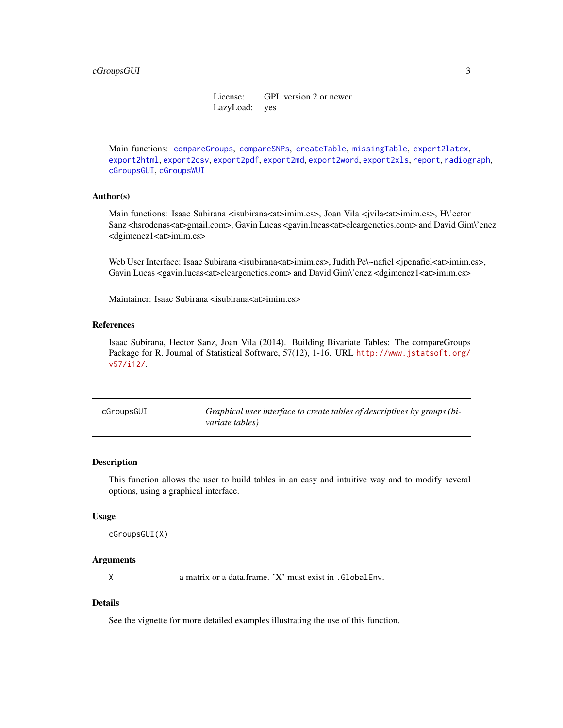| | |
|---|---|
| License: | GPL version 2 or newer |
| LazyLoad: | yes |

Main functions: `compareGroups`, `compareSNPs`, `createTable`, `missingTable`, `export2latex`, `export2html`, `export2csv`, `export2pdf`, `export2md`, `export2word`, `export2xls`, `report`, `radiograph`, `cGroupsGUI`, `cGroupsWUI`

### Author(s)

Main functions: Isaac Subirana <isubirana<at>imim.es>, Joan Vila <jvila<at>imim.es>, H\'ector Sanz <hsrodenas<at>gmail.com>, Gavin Lucas <gavin.lucas<at>cleargenetics.com> and David Gim\'enez <dgimenez1<at>imim.es>

Web User Interface: Isaac Subirana <isubirana<at>imim.es>, Judith Pe\~nafiel <jpenafiel<at>imim.es>, Gavin Lucas <gavin.lucas<at>cleargenetics.com> and David Gim\'enez <dgimenez1<at>imim.es>

Maintainer: Isaac Subirana <isubirana<at>imim.es>

### References

Isaac Subirana, Hector Sanz, Joan Vila (2014). Building Bivariate Tables: The compareGroups Package for R. Journal of Statistical Software, 57(12), 1-16. URL http://www.jstatsoft.org/v57/i12/.

---

## cGroupsGUI — *Graphical user interface to create tables of descriptives by groups (bivariate tables)*

---

### Description

This function allows the user to build tables in an easy and intuitive way and to modify several options, using a graphical interface.

### Usage

```
cGroupsGUI(X)
```

### Arguments

| | |
|---|---|
| `X` | a matrix or a data.frame. 'X' must exist in `.GlobalEnv`. |

### Details

See the vignette for more detailed examples illustrating the use of this function.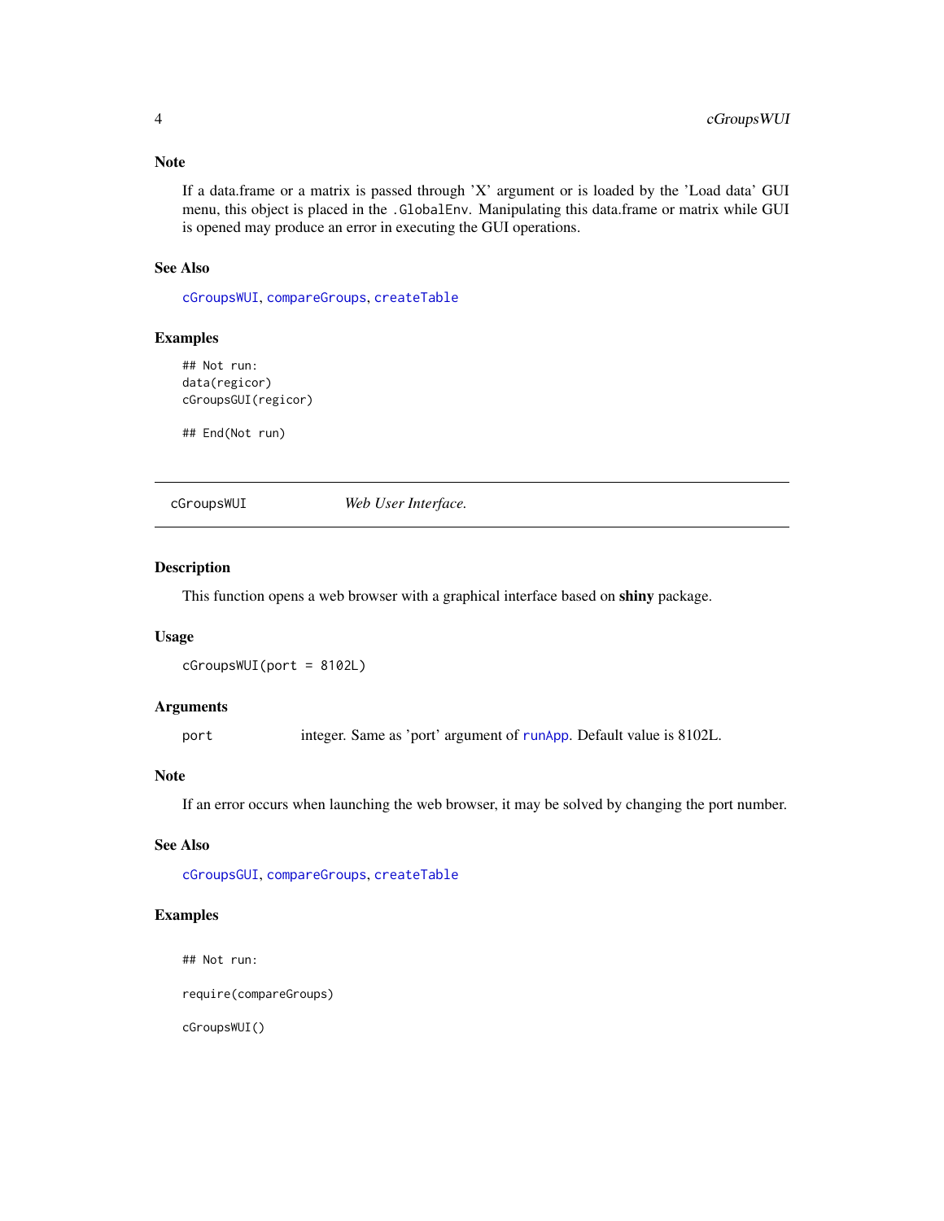## Note

If a data.frame or a matrix is passed through 'X' argument or is loaded by the 'Load data' GUI menu, this object is placed in the `.GlobalEnv`. Manipulating this data.frame or matrix while GUI is opened may produce an error in executing the GUI operations.

## See Also

`cGroupsWUI`, `compareGroups`, `createTable`

## Examples

```
## Not run:
data(regicor)
cGroupsGUI(regicor)

## End(Not run)
```

---

# cGroupsWUI — *Web User Interface.*

## Description

This function opens a web browser with a graphical interface based on **shiny** package.

## Usage

```
cGroupsWUI(port = 8102L)
```

## Arguments

| | |
|---|---|
| port | integer. Same as 'port' argument of `runApp`. Default value is 8102L. |

## Note

If an error occurs when launching the web browser, it may be solved by changing the port number.

## See Also

`cGroupsGUI`, `compareGroups`, `createTable`

## Examples

```
## Not run:

require(compareGroups)

cGroupsWUI()
```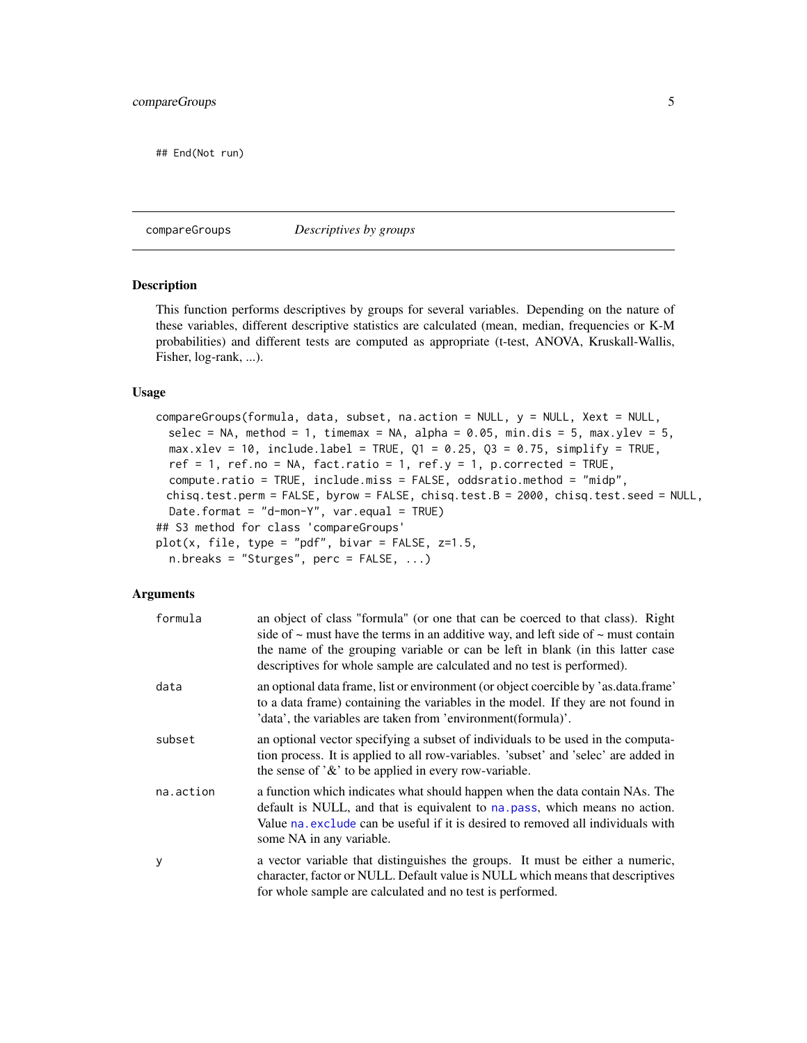```
## End(Not run)
```

---

compareGroups *Descriptives by groups*

---

## Description

This function performs descriptives by groups for several variables. Depending on the nature of these variables, different descriptive statistics are calculated (mean, median, frequencies or K-M probabilities) and different tests are computed as appropriate (t-test, ANOVA, Kruskall-Wallis, Fisher, log-rank, ...).

## Usage

```
compareGroups(formula, data, subset, na.action = NULL, y = NULL, Xext = NULL,
  selec = NA, method = 1, timemax = NA, alpha = 0.05, min.dis = 5, max.ylev = 5,
  max.xlev = 10, include.label = TRUE, Q1 = 0.25, Q3 = 0.75, simplify = TRUE,
  ref = 1, ref.no = NA, fact.ratio = 1, ref.y = 1, p.corrected = TRUE,
  compute.ratio = TRUE, include.miss = FALSE, oddsratio.method = "midp",
 chisq.test.perm = FALSE, byrow = FALSE, chisq.test.B = 2000, chisq.test.seed = NULL,
  Date.format = "d-mon-Y", var.equal = TRUE)
## S3 method for class 'compareGroups'
plot(x, file, type = "pdf", bivar = FALSE, z=1.5,
  n.breaks = "Sturges", perc = FALSE, ...)
```

## Arguments

| | |
|---|---|
| formula | an object of class "formula" (or one that can be coerced to that class). Right side of ~ must have the terms in an additive way, and left side of ~ must contain the name of the grouping variable or can be left in blank (in this latter case descriptives for whole sample are calculated and no test is performed). |
| data | an optional data frame, list or environment (or object coercible by 'as.data.frame' to a data frame) containing the variables in the model. If they are not found in 'data', the variables are taken from 'environment(formula)'. |
| subset | an optional vector specifying a subset of individuals to be used in the computation process. It is applied to all row-variables. 'subset' and 'selec' are added in the sense of '&' to be applied in every row-variable. |
| na.action | a function which indicates what should happen when the data contain NAs. The default is NULL, and that is equivalent to `na.pass`, which means no action. Value `na.exclude` can be useful if it is desired to removed all individuals with some NA in any variable. |
| y | a vector variable that distinguishes the groups. It must be either a numeric, character, factor or NULL. Default value is NULL which means that descriptives for whole sample are calculated and no test is performed. |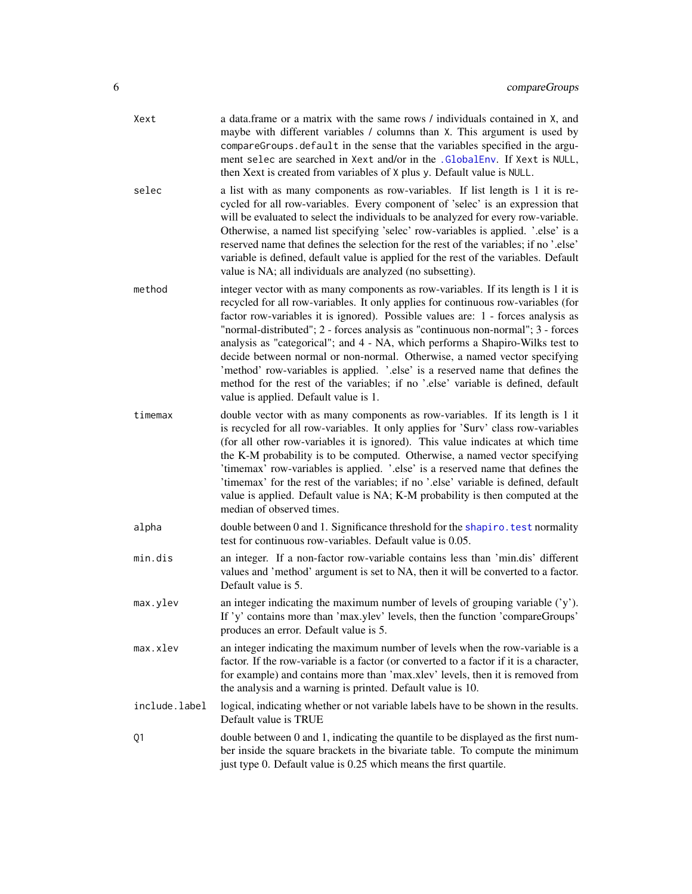`Xext`
: a data.frame or a matrix with the same rows / individuals contained in `X`, and maybe with different variables / columns than `X`. This argument is used by `compareGroups.default` in the sense that the variables specified in the argument `selec` are searched in `Xext` and/or in the `.GlobalEnv`. If `Xext` is `NULL`, then Xext is created from variables of `X` plus `y`. Default value is `NULL`.

`selec`
: a list with as many components as row-variables. If list length is 1 it is recycled for all row-variables. Every component of 'selec' is an expression that will be evaluated to select the individuals to be analyzed for every row-variable. Otherwise, a named list specifying 'selec' row-variables is applied. '.else' is a reserved name that defines the selection for the rest of the variables; if no '.else' variable is defined, default value is applied for the rest of the variables. Default value is NA; all individuals are analyzed (no subsetting).

`method`
: integer vector with as many components as row-variables. If its length is 1 it is recycled for all row-variables. It only applies for continuous row-variables (for factor row-variables it is ignored). Possible values are: 1 - forces analysis as "normal-distributed"; 2 - forces analysis as "continuous non-normal"; 3 - forces analysis as "categorical"; and 4 - NA, which performs a Shapiro-Wilks test to decide between normal or non-normal. Otherwise, a named vector specifying 'method' row-variables is applied. '.else' is a reserved name that defines the method for the rest of the variables; if no '.else' variable is defined, default value is applied. Default value is 1.

`timemax`
: double vector with as many components as row-variables. If its length is 1 it is recycled for all row-variables. It only applies for 'Surv' class row-variables (for all other row-variables it is ignored). This value indicates at which time the K-M probability is to be computed. Otherwise, a named vector specifying 'timemax' row-variables is applied. '.else' is a reserved name that defines the 'timemax' for the rest of the variables; if no '.else' variable is defined, default value is applied. Default value is NA; K-M probability is then computed at the median of observed times.

`alpha`
: double between 0 and 1. Significance threshold for the `shapiro.test` normality test for continuous row-variables. Default value is 0.05.

`min.dis`
: an integer. If a non-factor row-variable contains less than 'min.dis' different values and 'method' argument is set to NA, then it will be converted to a factor. Default value is 5.

`max.ylev`
: an integer indicating the maximum number of levels of grouping variable ('y'). If 'y' contains more than 'max.ylev' levels, then the function 'compareGroups' produces an error. Default value is 5.

`max.xlev`
: an integer indicating the maximum number of levels when the row-variable is a factor. If the row-variable is a factor (or converted to a factor if it is a character, for example) and contains more than 'max.xlev' levels, then it is removed from the analysis and a warning is printed. Default value is 10.

`include.label`
: logical, indicating whether or not variable labels have to be shown in the results. Default value is TRUE

`Q1`
: double between 0 and 1, indicating the quantile to be displayed as the first number inside the square brackets in the bivariate table. To compute the minimum just type 0. Default value is 0.25 which means the first quartile.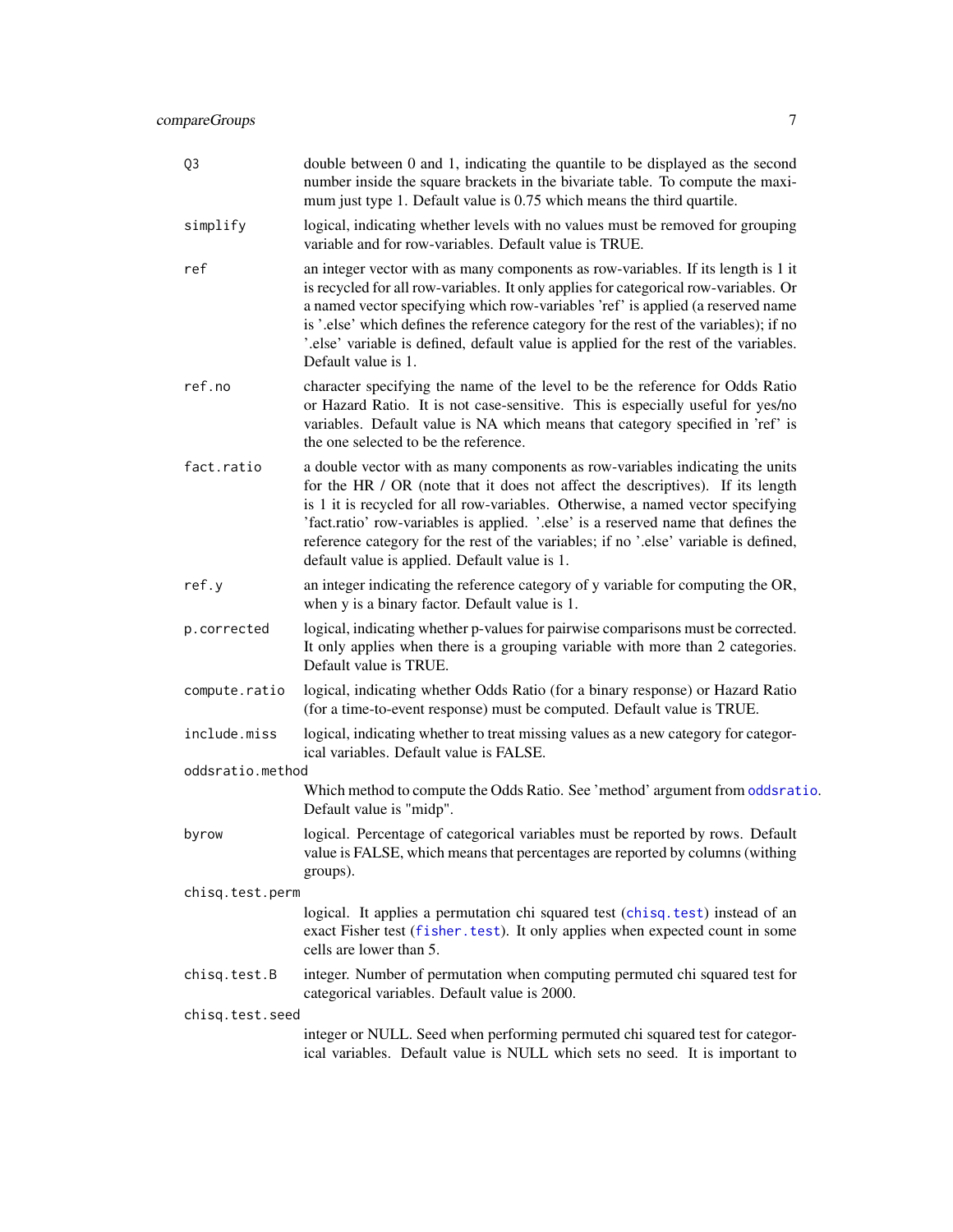| | |
|---|---|
| `Q3` | double between 0 and 1, indicating the quantile to be displayed as the second number inside the square brackets in the bivariate table. To compute the maximum just type 1. Default value is 0.75 which means the third quartile. |
| `simplify` | logical, indicating whether levels with no values must be removed for grouping variable and for row-variables. Default value is TRUE. |
| `ref` | an integer vector with as many components as row-variables. If its length is 1 it is recycled for all row-variables. It only applies for categorical row-variables. Or a named vector specifying which row-variables 'ref' is applied (a reserved name is '.else' which defines the reference category for the rest of the variables); if no '.else' variable is defined, default value is applied for the rest of the variables. Default value is 1. |
| `ref.no` | character specifying the name of the level to be the reference for Odds Ratio or Hazard Ratio. It is not case-sensitive. This is especially useful for yes/no variables. Default value is NA which means that category specified in 'ref' is the one selected to be the reference. |
| `fact.ratio` | a double vector with as many components as row-variables indicating the units for the HR / OR (note that it does not affect the descriptives). If its length is 1 it is recycled for all row-variables. Otherwise, a named vector specifying 'fact.ratio' row-variables is applied. '.else' is a reserved name that defines the reference category for the rest of the variables; if no '.else' variable is defined, default value is applied. Default value is 1. |
| `ref.y` | an integer indicating the reference category of y variable for computing the OR, when y is a binary factor. Default value is 1. |
| `p.corrected` | logical, indicating whether p-values for pairwise comparisons must be corrected. It only applies when there is a grouping variable with more than 2 categories. Default value is TRUE. |
| `compute.ratio` | logical, indicating whether Odds Ratio (for a binary response) or Hazard Ratio (for a time-to-event response) must be computed. Default value is TRUE. |
| `include.miss` | logical, indicating whether to treat missing values as a new category for categorical variables. Default value is FALSE. |
| `oddsratio.method` | Which method to compute the Odds Ratio. See 'method' argument from `oddsratio`. Default value is "midp". |
| `byrow` | logical. Percentage of categorical variables must be reported by rows. Default value is FALSE, which means that percentages are reported by columns (withing groups). |
| `chisq.test.perm` | logical. It applies a permutation chi squared test (`chisq.test`) instead of an exact Fisher test (`fisher.test`). It only applies when expected count in some cells are lower than 5. |
| `chisq.test.B` | integer. Number of permutation when computing permuted chi squared test for categorical variables. Default value is 2000. |
| `chisq.test.seed` | integer or NULL. Seed when performing permuted chi squared test for categorical variables. Default value is NULL which sets no seed. It is important to |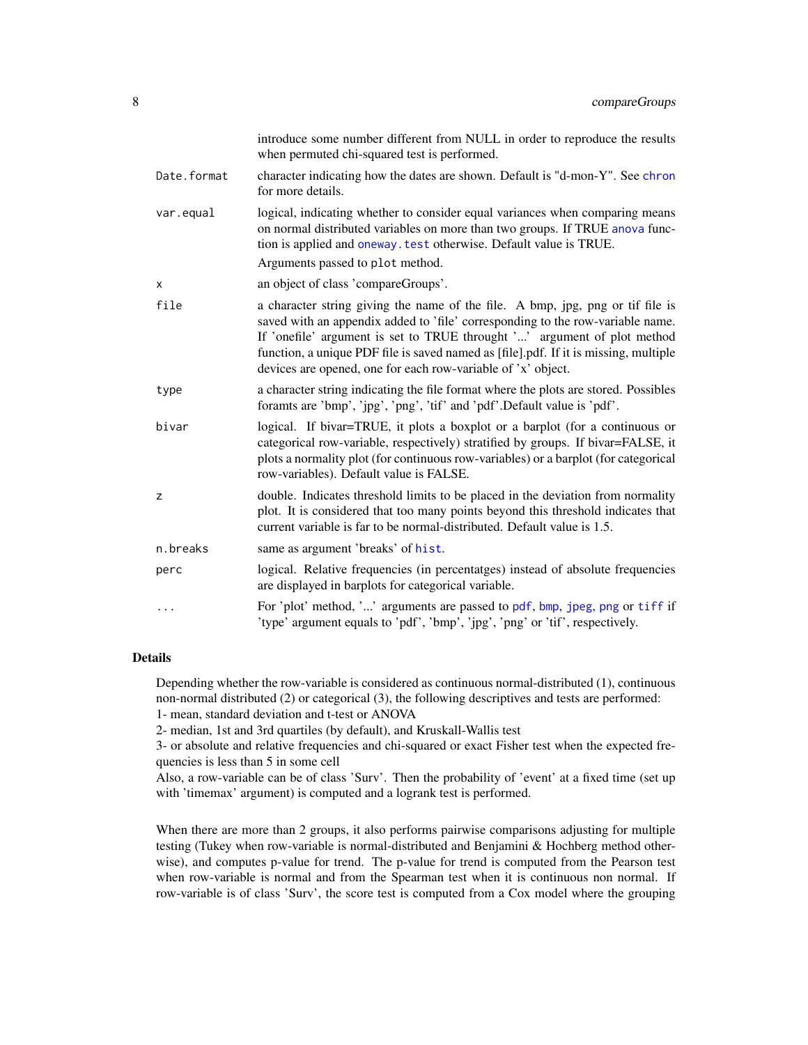introduce some number different from NULL in order to reproduce the results when permuted chi-squared test is performed.

| | |
|---|---|
| Date.format | character indicating how the dates are shown. Default is "d-mon-Y". See chron for more details. |
| var.equal | logical, indicating whether to consider equal variances when comparing means on normal distributed variables on more than two groups. If TRUE anova function is applied and oneway.test otherwise. Default value is TRUE. |
| | Arguments passed to plot method. |
| x | an object of class 'compareGroups'. |
| file | a character string giving the name of the file. A bmp, jpg, png or tif file is saved with an appendix added to 'file' corresponding to the row-variable name. If 'onefile' argument is set to TRUE throught '...' argument of plot method function, a unique PDF file is saved named as [file].pdf. If it is missing, multiple devices are opened, one for each row-variable of 'x' object. |
| type | a character string indicating the file format where the plots are stored. Possibles foramts are 'bmp', 'jpg', 'png', 'tif' and 'pdf'.Default value is 'pdf'. |
| bivar | logical. If bivar=TRUE, it plots a boxplot or a barplot (for a continuous or categorical row-variable, respectively) stratified by groups. If bivar=FALSE, it plots a normality plot (for continuous row-variables) or a barplot (for categorical row-variables). Default value is FALSE. |
| z | double. Indicates threshold limits to be placed in the deviation from normality plot. It is considered that too many points beyond this threshold indicates that current variable is far to be normal-distributed. Default value is 1.5. |
| n.breaks | same as argument 'breaks' of hist. |
| perc | logical. Relative frequencies (in percentatges) instead of absolute frequencies are displayed in barplots for categorical variable. |
| ... | For 'plot' method, '...' arguments are passed to pdf, bmp, jpeg, png or tiff if 'type' argument equals to 'pdf', 'bmp', 'jpg', 'png' or 'tif', respectively. |

## Details

Depending whether the row-variable is considered as continuous normal-distributed (1), continuous non-normal distributed (2) or categorical (3), the following descriptives and tests are performed:
1- mean, standard deviation and t-test or ANOVA
2- median, 1st and 3rd quartiles (by default), and Kruskall-Wallis test
3- or absolute and relative frequencies and chi-squared or exact Fisher test when the expected frequencies is less than 5 in some cell
Also, a row-variable can be of class 'Surv'. Then the probability of 'event' at a fixed time (set up with 'timemax' argument) is computed and a logrank test is performed.

When there are more than 2 groups, it also performs pairwise comparisons adjusting for multiple testing (Tukey when row-variable is normal-distributed and Benjamini & Hochberg method otherwise), and computes p-value for trend. The p-value for trend is computed from the Pearson test when row-variable is normal and from the Spearman test when it is continuous non normal. If row-variable is of class 'Surv', the score test is computed from a Cox model where the grouping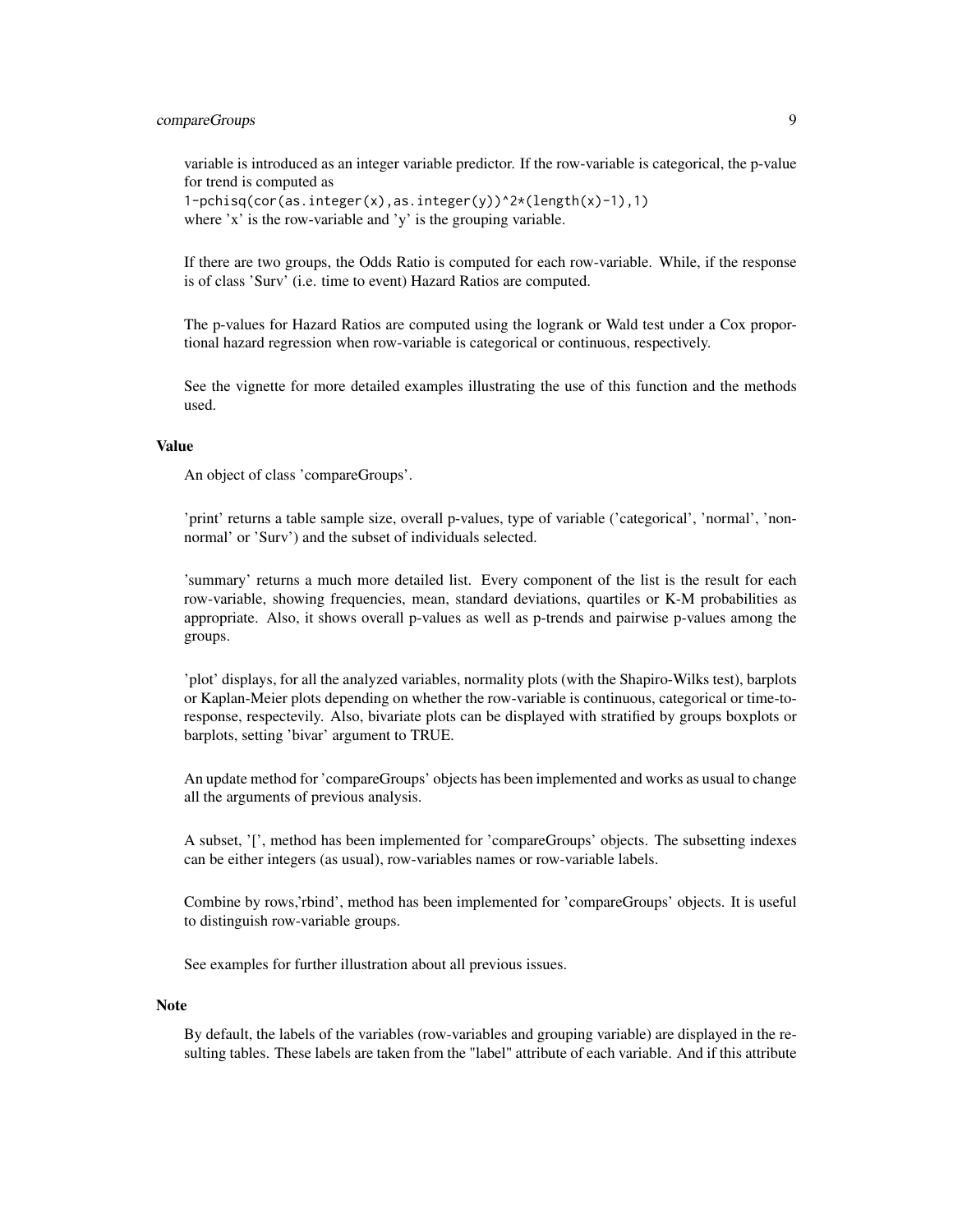variable is introduced as an integer variable predictor. If the row-variable is categorical, the p-value for trend is computed as
`1-pchisq(cor(as.integer(x),as.integer(y))^2*(length(x)-1),1)`
where 'x' is the row-variable and 'y' is the grouping variable.

If there are two groups, the Odds Ratio is computed for each row-variable. While, if the response is of class 'Surv' (i.e. time to event) Hazard Ratios are computed.

The p-values for Hazard Ratios are computed using the logrank or Wald test under a Cox proportional hazard regression when row-variable is categorical or continuous, respectively.

See the vignette for more detailed examples illustrating the use of this function and the methods used.

## Value

An object of class 'compareGroups'.

'print' returns a table sample size, overall p-values, type of variable ('categorical', 'normal', 'non-normal' or 'Surv') and the subset of individuals selected.

'summary' returns a much more detailed list. Every component of the list is the result for each row-variable, showing frequencies, mean, standard deviations, quartiles or K-M probabilities as appropriate. Also, it shows overall p-values as well as p-trends and pairwise p-values among the groups.

'plot' displays, for all the analyzed variables, normality plots (with the Shapiro-Wilks test), barplots or Kaplan-Meier plots depending on whether the row-variable is continuous, categorical or time-to-response, respectevily. Also, bivariate plots can be displayed with stratified by groups boxplots or barplots, setting 'bivar' argument to TRUE.

An update method for 'compareGroups' objects has been implemented and works as usual to change all the arguments of previous analysis.

A subset, '[', method has been implemented for 'compareGroups' objects. The subsetting indexes can be either integers (as usual), row-variables names or row-variable labels.

Combine by rows,'rbind', method has been implemented for 'compareGroups' objects. It is useful to distinguish row-variable groups.

See examples for further illustration about all previous issues.

## Note

By default, the labels of the variables (row-variables and grouping variable) are displayed in the resulting tables. These labels are taken from the "label" attribute of each variable. And if this attribute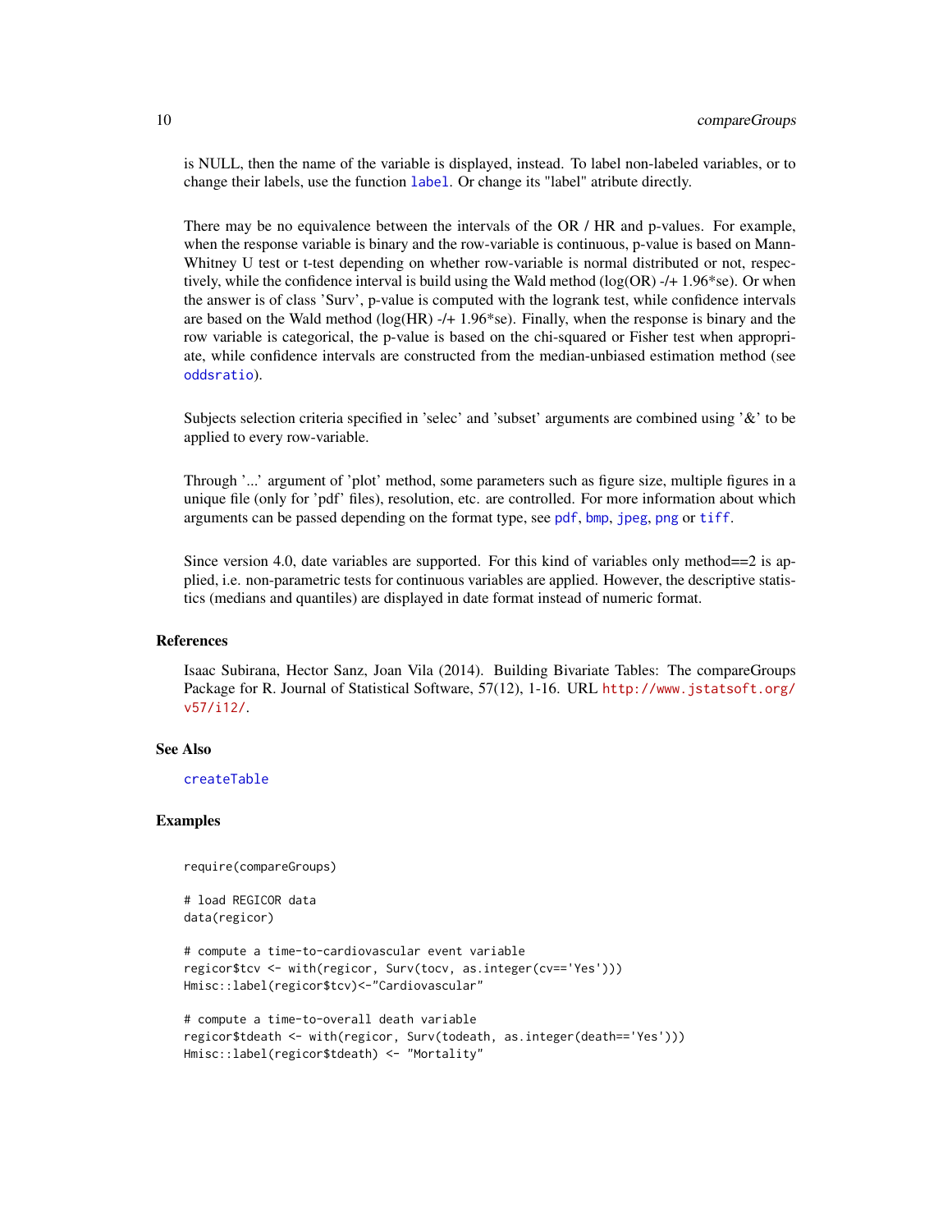is NULL, then the name of the variable is displayed, instead. To label non-labeled variables, or to change their labels, use the function label. Or change its "label" atribute directly.

There may be no equivalence between the intervals of the OR / HR and p-values. For example, when the response variable is binary and the row-variable is continuous, p-value is based on Mann-Whitney U test or t-test depending on whether row-variable is normal distributed or not, respectively, while the confidence interval is build using the Wald method (log(OR) -/+ 1.96*se). Or when the answer is of class 'Surv', p-value is computed with the logrank test, while confidence intervals are based on the Wald method (log(HR) -/+ 1.96*se). Finally, when the response is binary and the row variable is categorical, the p-value is based on the chi-squared or Fisher test when appropriate, while confidence intervals are constructed from the median-unbiased estimation method (see oddsratio).

Subjects selection criteria specified in 'selec' and 'subset' arguments are combined using '&' to be applied to every row-variable.

Through '...' argument of 'plot' method, some parameters such as figure size, multiple figures in a unique file (only for 'pdf' files), resolution, etc. are controlled. For more information about which arguments can be passed depending on the format type, see pdf, bmp, jpeg, png or tiff.

Since version 4.0, date variables are supported. For this kind of variables only method==2 is applied, i.e. non-parametric tests for continuous variables are applied. However, the descriptive statistics (medians and quantiles) are displayed in date format instead of numeric format.

## References

Isaac Subirana, Hector Sanz, Joan Vila (2014). Building Bivariate Tables: The compareGroups Package for R. Journal of Statistical Software, 57(12), 1-16. URL http://www.jstatsoft.org/v57/i12/.

## See Also

createTable

## Examples

```
require(compareGroups)

# load REGICOR data
data(regicor)

# compute a time-to-cardiovascular event variable
regicor$tcv <- with(regicor, Surv(tocv, as.integer(cv=='Yes')))
Hmisc::label(regicor$tcv)<-"Cardiovascular"

# compute a time-to-overall death variable
regicor$tdeath <- with(regicor, Surv(todeath, as.integer(death=='Yes')))
Hmisc::label(regicor$tdeath) <- "Mortality"
```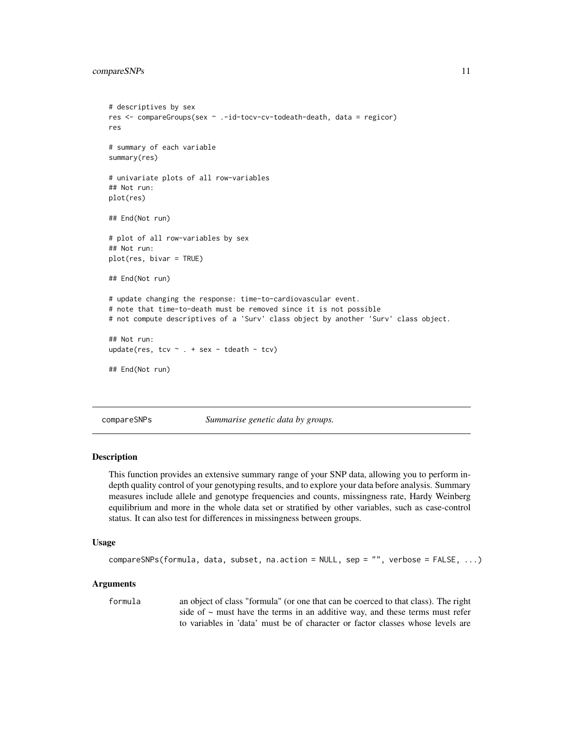```
# descriptives by sex
res <- compareGroups(sex ~ .-id-tocv-cv-todeath-death, data = regicor)
res

# summary of each variable
summary(res)

# univariate plots of all row-variables
## Not run:
plot(res)

## End(Not run)

# plot of all row-variables by sex
## Not run:
plot(res, bivar = TRUE)

## End(Not run)

# update changing the response: time-to-cardiovascular event.
# note that time-to-death must be removed since it is not possible
# not compute descriptives of a 'Surv' class object by another 'Surv' class object.

## Not run:
update(res, tcv ~ . + sex - tdeath - tcv)

## End(Not run)
```

## compareSNPs — *Summarise genetic data by groups.*

### Description

This function provides an extensive summary range of your SNP data, allowing you to perform in-depth quality control of your genotyping results, and to explore your data before analysis. Summary measures include allele and genotype frequencies and counts, missingness rate, Hardy Weinberg equilibrium and more in the whole data set or stratified by other variables, such as case-control status. It can also test for differences in missingness between groups.

### Usage

```
compareSNPs(formula, data, subset, na.action = NULL, sep = "", verbose = FALSE, ...)
```

### Arguments

`formula` an object of class "formula" (or one that can be coerced to that class). The right side of ~ must have the terms in an additive way, and these terms must refer to variables in 'data' must be of character or factor classes whose levels are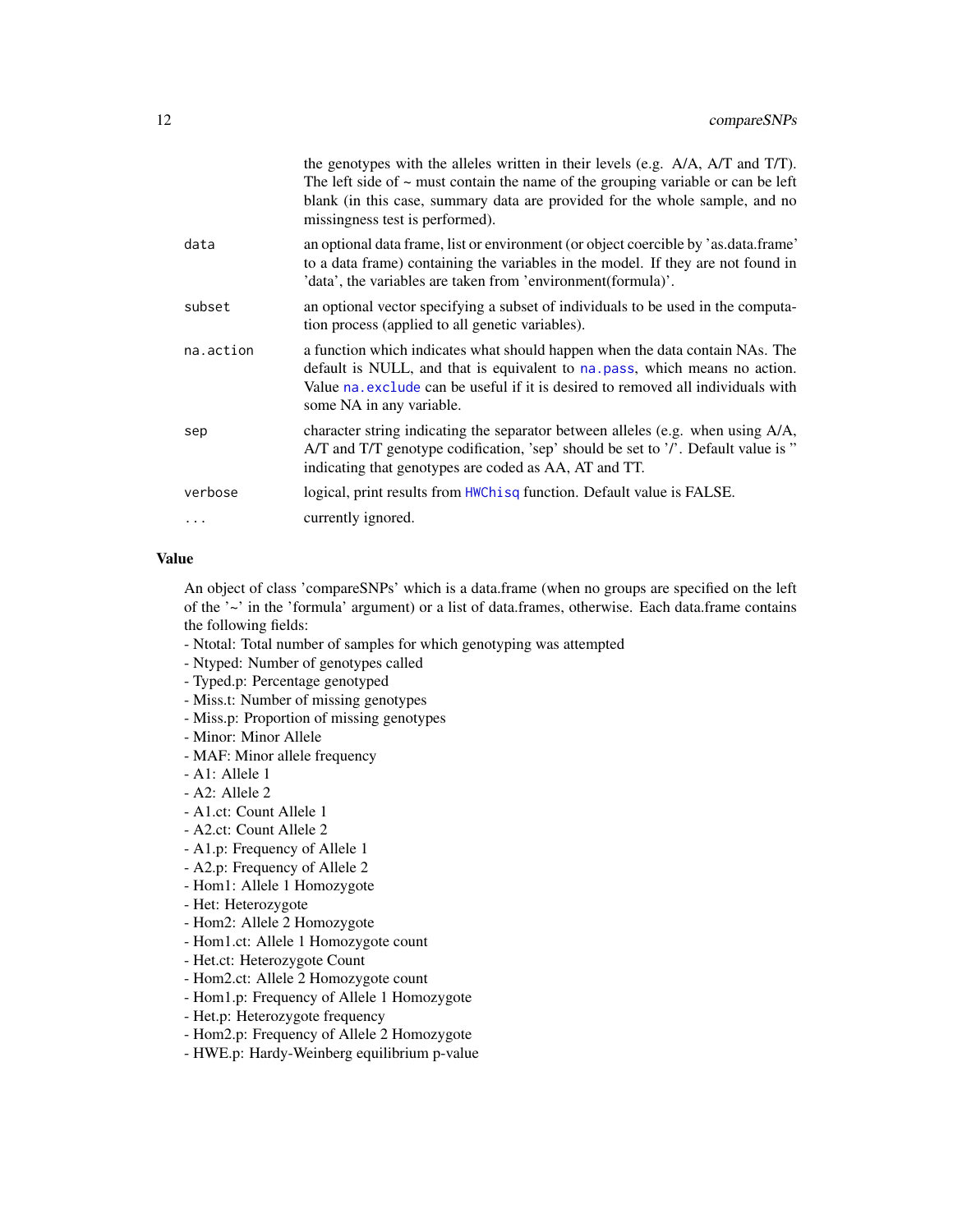| | |
|---|---|
| | the genotypes with the alleles written in their levels (e.g. A/A, A/T and T/T). The left side of ~ must contain the name of the grouping variable or can be left blank (in this case, summary data are provided for the whole sample, and no missingness test is performed). |
| data | an optional data frame, list or environment (or object coercible by 'as.data.frame' to a data frame) containing the variables in the model. If they are not found in 'data', the variables are taken from 'environment(formula)'. |
| subset | an optional vector specifying a subset of individuals to be used in the computation process (applied to all genetic variables). |
| na.action | a function which indicates what should happen when the data contain NAs. The default is NULL, and that is equivalent to na.pass, which means no action. Value na.exclude can be useful if it is desired to removed all individuals with some NA in any variable. |
| sep | character string indicating the separator between alleles (e.g. when using A/A, A/T and T/T genotype codification, 'sep' should be set to '/'. Default value is " indicating that genotypes are coded as AA, AT and TT. |
| verbose | logical, print results from HWChisq function. Default value is FALSE. |
| ... | currently ignored. |

## Value

An object of class 'compareSNPs' which is a data.frame (when no groups are specified on the left of the '~' in the 'formula' argument) or a list of data.frames, otherwise. Each data.frame contains the following fields:

- Ntotal: Total number of samples for which genotyping was attempted
- Ntyped: Number of genotypes called
- Typed.p: Percentage genotyped
- Miss.t: Number of missing genotypes
- Miss.p: Proportion of missing genotypes
- Minor: Minor Allele
- MAF: Minor allele frequency
- A1: Allele 1
- A2: Allele 2
- A1.ct: Count Allele 1
- A2.ct: Count Allele 2
- A1.p: Frequency of Allele 1
- A2.p: Frequency of Allele 2
- Hom1: Allele 1 Homozygote
- Het: Heterozygote
- Hom2: Allele 2 Homozygote
- Hom1.ct: Allele 1 Homozygote count
- Het.ct: Heterozygote Count
- Hom2.ct: Allele 2 Homozygote count
- Hom1.p: Frequency of Allele 1 Homozygote
- Het.p: Heterozygote frequency
- Hom2.p: Frequency of Allele 2 Homozygote
- HWE.p: Hardy-Weinberg equilibrium p-value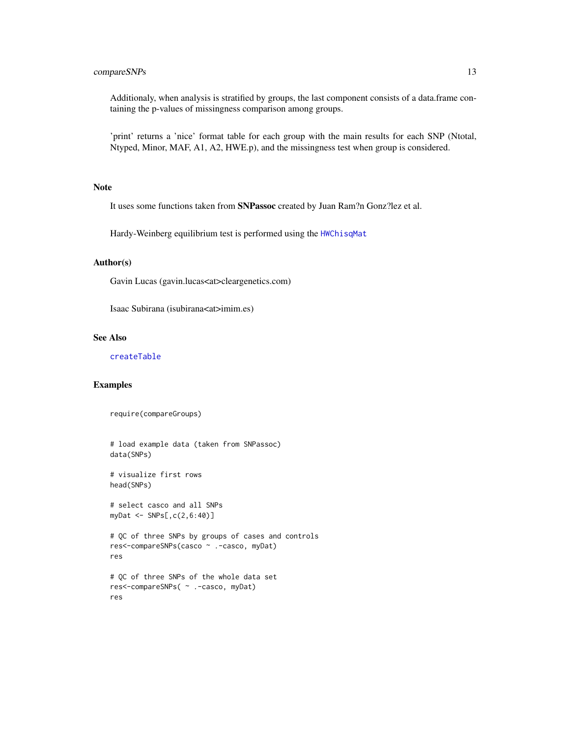Additionaly, when analysis is stratified by groups, the last component consists of a data.frame containing the p-values of missingness comparison among groups.

'print' returns a 'nice' format table for each group with the main results for each SNP (Ntotal, Ntyped, Minor, MAF, A1, A2, HWE.p), and the missingness test when group is considered.

## Note

It uses some functions taken from **SNPassoc** created by Juan Ram?n Gonz?lez et al.

Hardy-Weinberg equilibrium test is performed using the `HWChisqMat`

## Author(s)

Gavin Lucas (gavin.lucas<at>cleargenetics.com)

Isaac Subirana (isubirana<at>imim.es)

## See Also

`createTable`

## Examples

```
require(compareGroups)


# load example data (taken from SNPassoc)
data(SNPs)

# visualize first rows
head(SNPs)

# select casco and all SNPs
myDat <- SNPs[,c(2,6:40)]

# QC of three SNPs by groups of cases and controls
res<-compareSNPs(casco ~ .-casco, myDat)
res

# QC of three SNPs of the whole data set
res<-compareSNPs( ~ .-casco, myDat)
res
```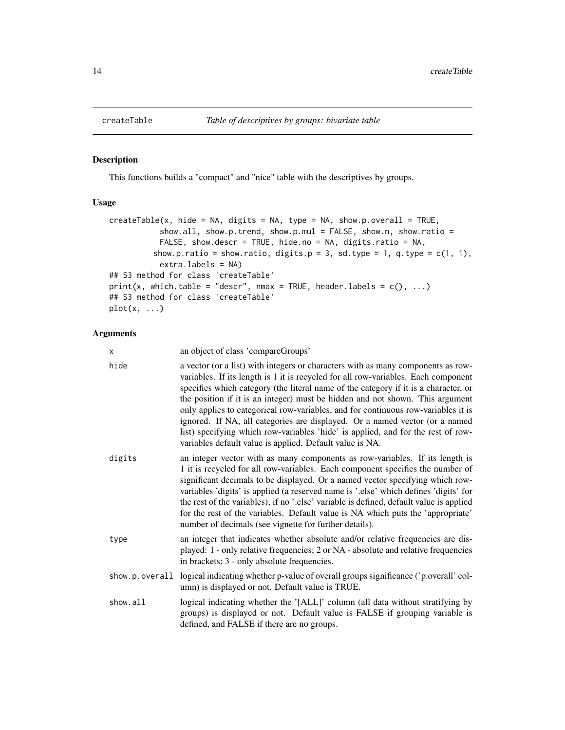createTable *Table of descriptives by groups: bivariate table*

## Description

This functions builds a "compact" and "nice" table with the descriptives by groups.

## Usage

```
createTable(x, hide = NA, digits = NA, type = NA, show.p.overall = TRUE,
           show.all, show.p.trend, show.p.mul = FALSE, show.n, show.ratio =
           FALSE, show.descr = TRUE, hide.no = NA, digits.ratio = NA,
          show.p.ratio = show.ratio, digits.p = 3, sd.type = 1, q.type = c(1, 1),
           extra.labels = NA)
## S3 method for class 'createTable'
print(x, which.table = "descr", nmax = TRUE, header.labels = c(), ...)
## S3 method for class 'createTable'
plot(x, ...)
```

## Arguments

| | |
|---|---|
| x | an object of class 'compareGroups' |
| hide | a vector (or a list) with integers or characters with as many components as row-variables. If its length is 1 it is recycled for all row-variables. Each component specifies which category (the literal name of the category if it is a character, or the position if it is an integer) must be hidden and not shown. This argument only applies to categorical row-variables, and for continuous row-variables it is ignored. If NA, all categories are displayed. Or a named vector (or a named list) specifying which row-variables 'hide' is applied, and for the rest of row-variables default value is applied. Default value is NA. |
| digits | an integer vector with as many components as row-variables. If its length is 1 it is recycled for all row-variables. Each component specifies the number of significant decimals to be displayed. Or a named vector specifying which row-variables 'digits' is applied (a reserved name is '.else' which defines 'digits' for the rest of the variables); if no '.else' variable is defined, default value is applied for the rest of the variables. Default value is NA which puts the 'appropriate' number of decimals (see vignette for further details). |
| type | an integer that indicates whether absolute and/or relative frequencies are displayed: 1 - only relative frequencies; 2 or NA - absolute and relative frequencies in brackets; 3 - only absolute frequencies. |
| show.p.overall | logical indicating whether p-value of overall groups significance ('p.overall' column) is displayed or not. Default value is TRUE. |
| show.all | logical indicating whether the '[ALL]' column (all data without stratifying by groups) is displayed or not. Default value is FALSE if grouping variable is defined, and FALSE if there are no groups. |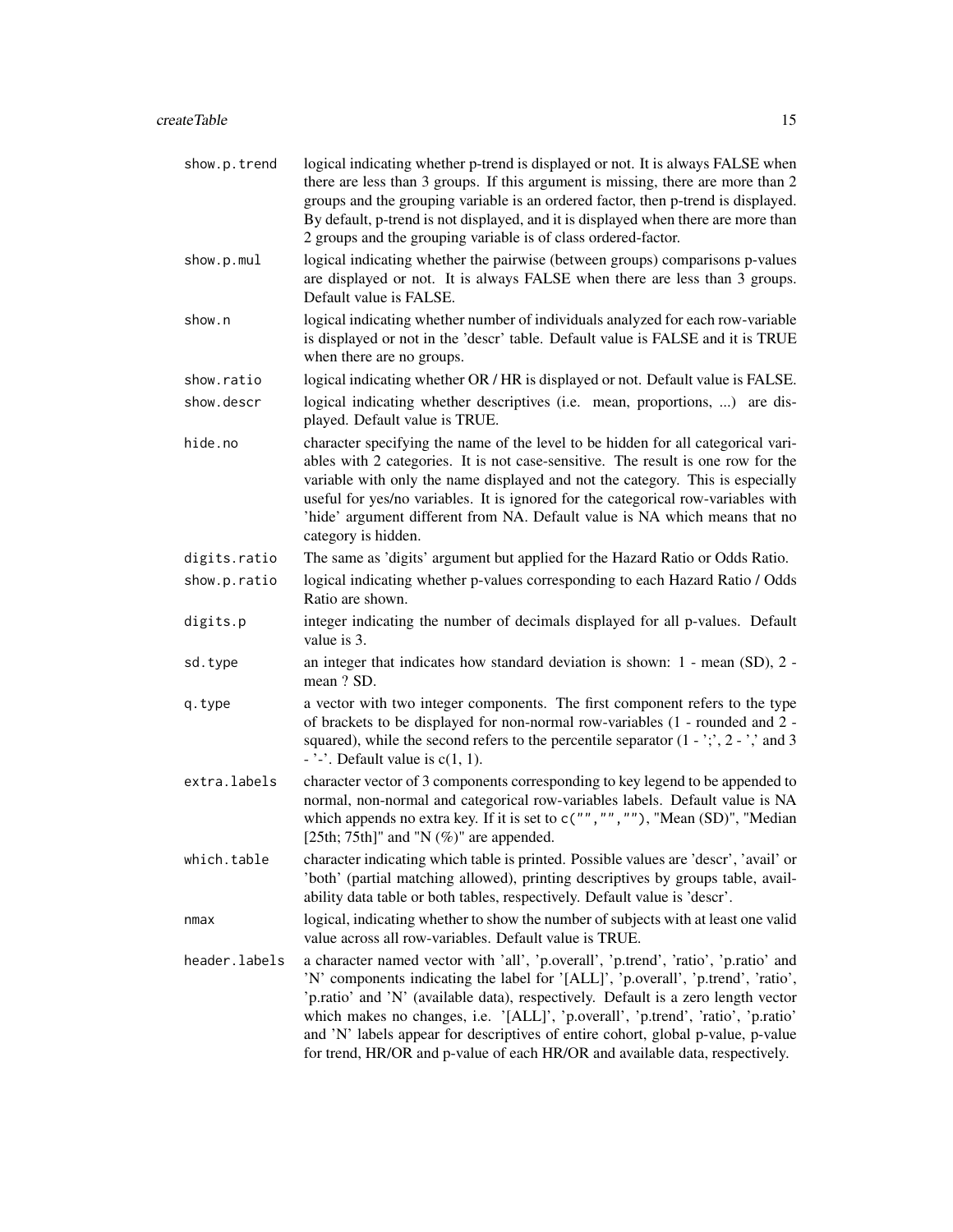| | |
|---|---|
| `show.p.trend` | logical indicating whether p-trend is displayed or not. It is always FALSE when there are less than 3 groups. If this argument is missing, there are more than 2 groups and the grouping variable is an ordered factor, then p-trend is displayed. By default, p-trend is not displayed, and it is displayed when there are more than 2 groups and the grouping variable is of class ordered-factor. |
| `show.p.mul` | logical indicating whether the pairwise (between groups) comparisons p-values are displayed or not. It is always FALSE when there are less than 3 groups. Default value is FALSE. |
| `show.n` | logical indicating whether number of individuals analyzed for each row-variable is displayed or not in the 'descr' table. Default value is FALSE and it is TRUE when there are no groups. |
| `show.ratio` | logical indicating whether OR / HR is displayed or not. Default value is FALSE. |
| `show.descr` | logical indicating whether descriptives (i.e. mean, proportions, ...) are displayed. Default value is TRUE. |
| `hide.no` | character specifying the name of the level to be hidden for all categorical variables with 2 categories. It is not case-sensitive. The result is one row for the variable with only the name displayed and not the category. This is especially useful for yes/no variables. It is ignored for the categorical row-variables with 'hide' argument different from NA. Default value is NA which means that no category is hidden. |
| `digits.ratio` | The same as 'digits' argument but applied for the Hazard Ratio or Odds Ratio. |
| `show.p.ratio` | logical indicating whether p-values corresponding to each Hazard Ratio / Odds Ratio are shown. |
| `digits.p` | integer indicating the number of decimals displayed for all p-values. Default value is 3. |
| `sd.type` | an integer that indicates how standard deviation is shown: 1 - mean (SD), 2 - mean ? SD. |
| `q.type` | a vector with two integer components. The first component refers to the type of brackets to be displayed for non-normal row-variables (1 - rounded and 2 - squared), while the second refers to the percentile separator (1 - ';', 2 - ',' and 3 - '-'. Default value is c(1, 1). |
| `extra.labels` | character vector of 3 components corresponding to key legend to be appended to normal, non-normal and categorical row-variables labels. Default value is NA which appends no extra key. If it is set to `c("","","")`, "Mean (SD)", "Median [25th; 75th]" and "N (%)" are appended. |
| `which.table` | character indicating which table is printed. Possible values are 'descr', 'avail' or 'both' (partial matching allowed), printing descriptives by groups table, availability data table or both tables, respectively. Default value is 'descr'. |
| `nmax` | logical, indicating whether to show the number of subjects with at least one valid value across all row-variables. Default value is TRUE. |
| `header.labels` | a character named vector with 'all', 'p.overall', 'p.trend', 'ratio', 'p.ratio' and 'N' components indicating the label for '[ALL]', 'p.overall', 'p.trend', 'ratio', 'p.ratio' and 'N' (available data), respectively. Default is a zero length vector which makes no changes, i.e. '[ALL]', 'p.overall', 'p.trend', 'ratio', 'p.ratio' and 'N' labels appear for descriptives of entire cohort, global p-value, p-value for trend, HR/OR and p-value of each HR/OR and available data, respectively. |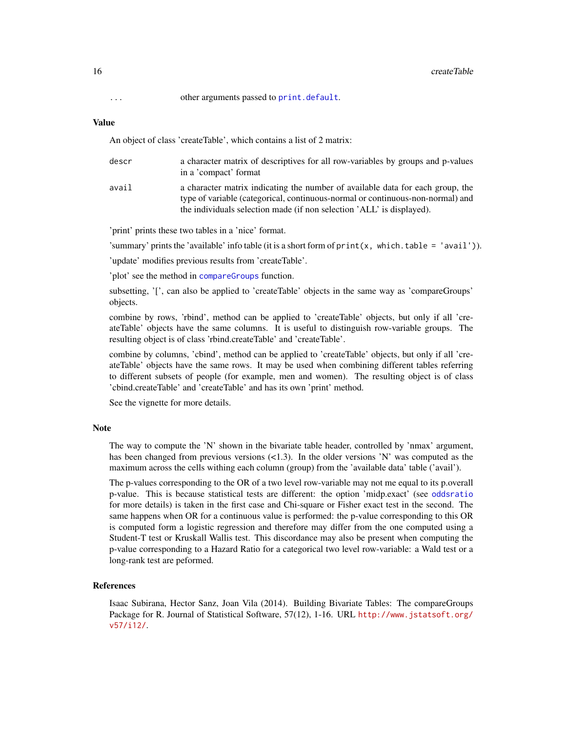... other arguments passed to `print.default`.

### Value

An object of class 'createTable', which contains a list of 2 matrix:

descr
: a character matrix of descriptives for all row-variables by groups and p-values in a 'compact' format

avail
: a character matrix indicating the number of available data for each group, the type of variable (categorical, continuous-normal or continuous-non-normal) and the individuals selection made (if non selection 'ALL' is displayed).

'print' prints these two tables in a 'nice' format.

'summary' prints the 'available' info table (it is a short form of `print(x, which.table = 'avail')`).

'update' modifies previous results from 'createTable'.

'plot' see the method in `compareGroups` function.

subsetting, '[', can also be applied to 'createTable' objects in the same way as 'compareGroups' objects.

combine by rows, 'rbind', method can be applied to 'createTable' objects, but only if all 'createTable' objects have the same columns. It is useful to distinguish row-variable groups. The resulting object is of class 'rbind.createTable' and 'createTable'.

combine by columns, 'cbind', method can be applied to 'createTable' objects, but only if all 'createTable' objects have the same rows. It may be used when combining different tables referring to different subsets of people (for example, men and women). The resulting object is of class 'cbind.createTable' and 'createTable' and has its own 'print' method.

See the vignette for more details.

### Note

The way to compute the 'N' shown in the bivariate table header, controlled by 'nmax' argument, has been changed from previous versions (<1.3). In the older versions 'N' was computed as the maximum across the cells withing each column (group) from the 'available data' table ('avail').

The p-values corresponding to the OR of a two level row-variable may not me equal to its p.overall p-value. This is because statistical tests are different: the option 'midp.exact' (see `oddsratio` for more details) is taken in the first case and Chi-square or Fisher exact test in the second. The same happens when OR for a continuous value is performed: the p-value corresponding to this OR is computed form a logistic regression and therefore may differ from the one computed using a Student-T test or Kruskall Wallis test. This discordance may also be present when computing the p-value corresponding to a Hazard Ratio for a categorical two level row-variable: a Wald test or a long-rank test are peformed.

### References

Isaac Subirana, Hector Sanz, Joan Vila (2014). Building Bivariate Tables: The compareGroups Package for R. Journal of Statistical Software, 57(12), 1-16. URL http://www.jstatsoft.org/v57/i12/.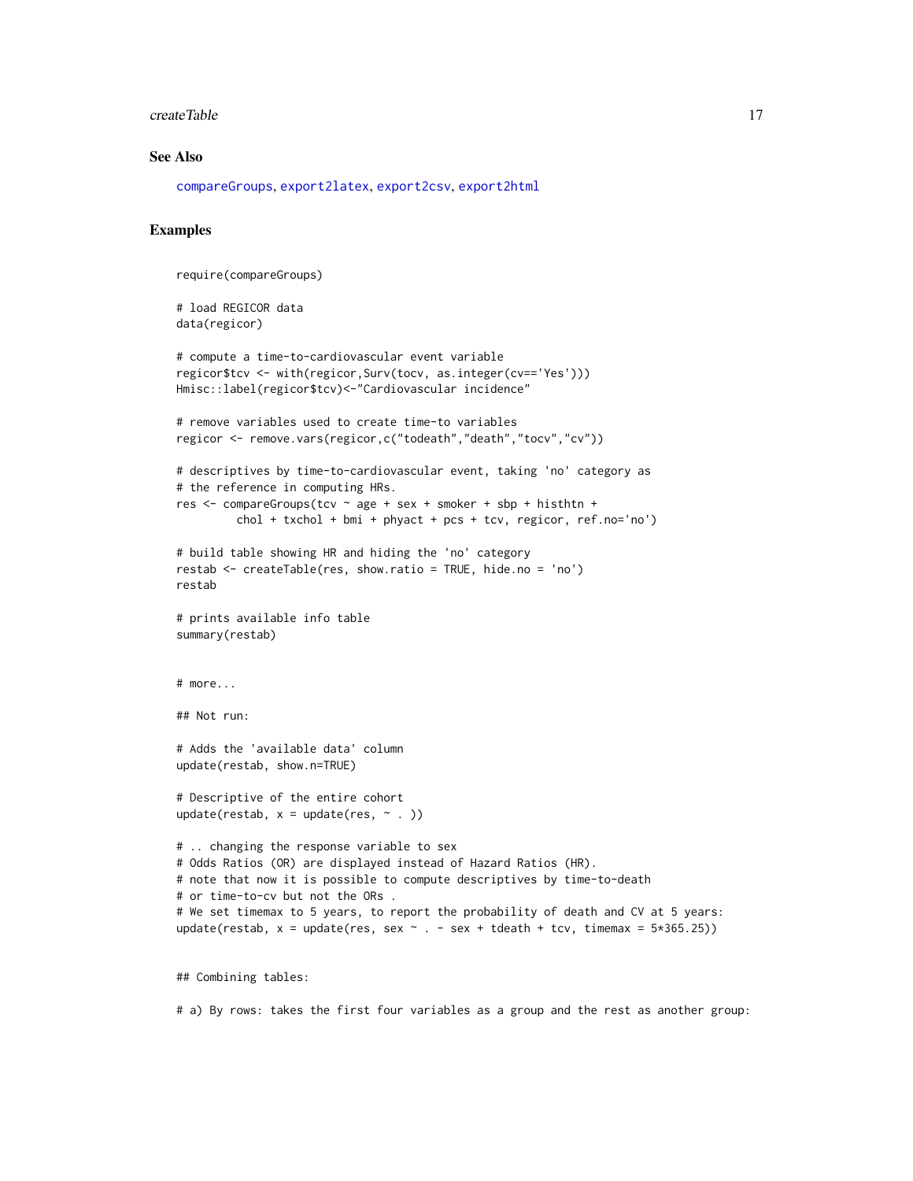## See Also

compareGroups, export2latex, export2csv, export2html

## Examples

```
require(compareGroups)

# load REGICOR data
data(regicor)

# compute a time-to-cardiovascular event variable
regicor$tcv <- with(regicor,Surv(tocv, as.integer(cv=='Yes')))
Hmisc::label(regicor$tcv)<-"Cardiovascular incidence"

# remove variables used to create time-to variables
regicor <- remove.vars(regicor,c("todeath","death","tocv","cv"))

# descriptives by time-to-cardiovascular event, taking 'no' category as
# the reference in computing HRs.
res <- compareGroups(tcv ~ age + sex + smoker + sbp + histhtn +
         chol + txchol + bmi + phyact + pcs + tcv, regicor, ref.no='no')

# build table showing HR and hiding the 'no' category
restab <- createTable(res, show.ratio = TRUE, hide.no = 'no')
restab

# prints available info table
summary(restab)


# more...

## Not run:

# Adds the 'available data' column
update(restab, show.n=TRUE)

# Descriptive of the entire cohort
update(restab, x = update(res, ~ . ))

# .. changing the response variable to sex
# Odds Ratios (OR) are displayed instead of Hazard Ratios (HR).
# note that now it is possible to compute descriptives by time-to-death
# or time-to-cv but not the ORs .
# We set timemax to 5 years, to report the probability of death and CV at 5 years:
update(restab, x = update(res, sex ~ . - sex + tdeath + tcv, timemax = 5*365.25))


## Combining tables:

# a) By rows: takes the first four variables as a group and the rest as another group:
```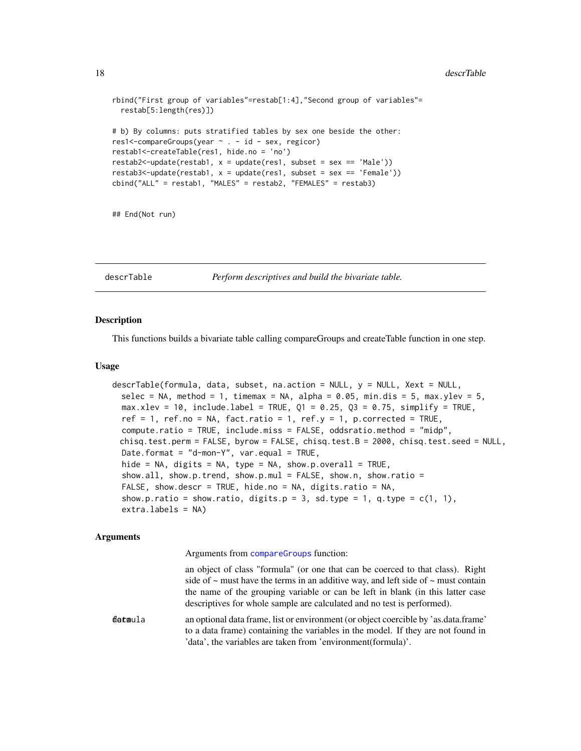```
rbind("First group of variables"=restab[1:4],"Second group of variables"=
  restab[5:length(res)])

# b) By columns: puts stratified tables by sex one beside the other:
res1<-compareGroups(year ~ . - id - sex, regicor)
restab1<-createTable(res1, hide.no = 'no')
restab2<-update(restab1, x = update(res1, subset = sex == 'Male'))
restab3<-update(restab1, x = update(res1, subset = sex == 'Female'))
cbind("ALL" = restab1, "MALES" = restab2, "FEMALES" = restab3)


## End(Not run)
```

## descrTable — *Perform descriptives and build the bivariate table.*

### Description

This functions builds a bivariate table calling compareGroups and createTable function in one step.

### Usage

```
descrTable(formula, data, subset, na.action = NULL, y = NULL, Xext = NULL,
  selec = NA, method = 1, timemax = NA, alpha = 0.05, min.dis = 5, max.ylev = 5,
  max.xlev = 10, include.label = TRUE, Q1 = 0.25, Q3 = 0.75, simplify = TRUE,
  ref = 1, ref.no = NA, fact.ratio = 1, ref.y = 1, p.corrected = TRUE,
  compute.ratio = TRUE, include.miss = FALSE, oddsratio.method = "midp",
  chisq.test.perm = FALSE, byrow = FALSE, chisq.test.B = 2000, chisq.test.seed = NULL,
  Date.format = "d-mon-Y", var.equal = TRUE,
  hide = NA, digits = NA, type = NA, show.p.overall = TRUE,
  show.all, show.p.trend, show.p.mul = FALSE, show.n, show.ratio =
  FALSE, show.descr = TRUE, hide.no = NA, digits.ratio = NA,
  show.p.ratio = show.ratio, digits.p = 3, sd.type = 1, q.type = c(1, 1),
  extra.labels = NA)
```

### Arguments

Arguments from compareGroups function:

| | |
|---|---|
| formula | an object of class "formula" (or one that can be coerced to that class). Right side of ~ must have the terms in an additive way, and left side of ~ must contain the name of the grouping variable or can be left in blank (in this latter case descriptives for whole sample are calculated and no test is performed). |
| data | an optional data frame, list or environment (or object coercible by 'as.data.frame' to a data frame) containing the variables in the model. If they are not found in 'data', the variables are taken from 'environment(formula)'. |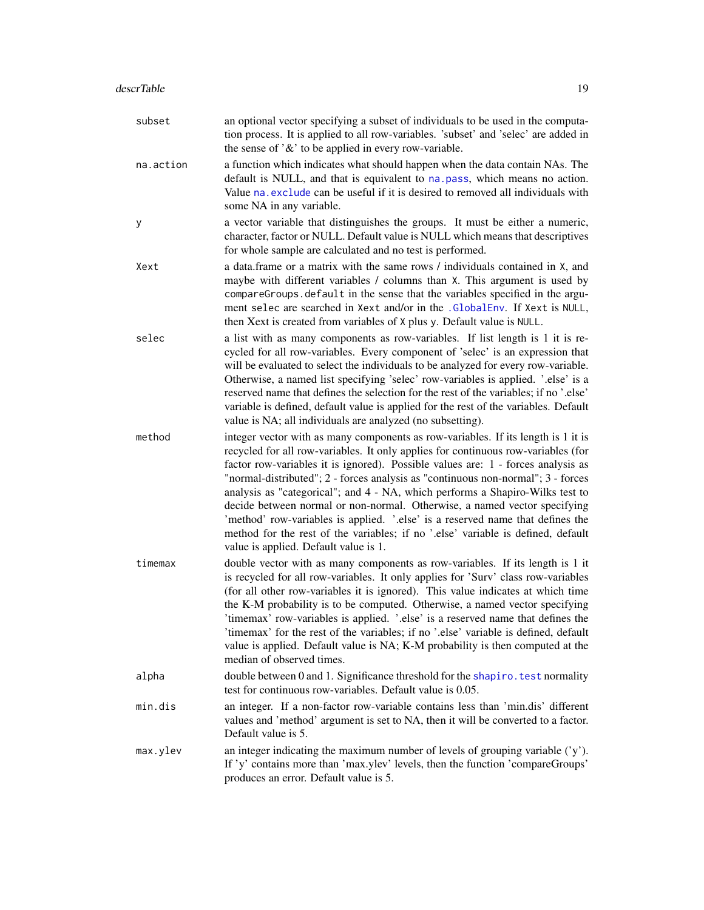**subset**
: an optional vector specifying a subset of individuals to be used in the computation process. It is applied to all row-variables. 'subset' and 'selec' are added in the sense of '&' to be applied in every row-variable.

**na.action**
: a function which indicates what should happen when the data contain NAs. The default is NULL, and that is equivalent to `na.pass`, which means no action. Value `na.exclude` can be useful if it is desired to removed all individuals with some NA in any variable.

**y**
: a vector variable that distinguishes the groups. It must be either a numeric, character, factor or NULL. Default value is NULL which means that descriptives for whole sample are calculated and no test is performed.

**Xext**
: a data.frame or a matrix with the same rows / individuals contained in `X`, and maybe with different variables / columns than `X`. This argument is used by `compareGroups.default` in the sense that the variables specified in the argument `selec` are searched in `Xext` and/or in the `.GlobalEnv`. If `Xext` is `NULL`, then Xext is created from variables of `X` plus `y`. Default value is `NULL`.

**selec**
: a list with as many components as row-variables. If list length is 1 it is recycled for all row-variables. Every component of 'selec' is an expression that will be evaluated to select the individuals to be analyzed for every row-variable. Otherwise, a named list specifying 'selec' row-variables is applied. '.else' is a reserved name that defines the selection for the rest of the variables; if no '.else' variable is defined, default value is applied for the rest of the variables. Default value is NA; all individuals are analyzed (no subsetting).

**method**
: integer vector with as many components as row-variables. If its length is 1 it is recycled for all row-variables. It only applies for continuous row-variables (for factor row-variables it is ignored). Possible values are: 1 - forces analysis as "normal-distributed"; 2 - forces analysis as "continuous non-normal"; 3 - forces analysis as "categorical"; and 4 - NA, which performs a Shapiro-Wilks test to decide between normal or non-normal. Otherwise, a named vector specifying 'method' row-variables is applied. '.else' is a reserved name that defines the method for the rest of the variables; if no '.else' variable is defined, default value is applied. Default value is 1.

**timemax**
: double vector with as many components as row-variables. If its length is 1 it is recycled for all row-variables. It only applies for 'Surv' class row-variables (for all other row-variables it is ignored). This value indicates at which time the K-M probability is to be computed. Otherwise, a named vector specifying 'timemax' row-variables is applied. '.else' is a reserved name that defines the 'timemax' for the rest of the variables; if no '.else' variable is defined, default value is applied. Default value is NA; K-M probability is then computed at the median of observed times.

**alpha**
: double between 0 and 1. Significance threshold for the `shapiro.test` normality test for continuous row-variables. Default value is 0.05.

**min.dis**
: an integer. If a non-factor row-variable contains less than 'min.dis' different values and 'method' argument is set to NA, then it will be converted to a factor. Default value is 5.

**max.ylev**
: an integer indicating the maximum number of levels of grouping variable ('y'). If 'y' contains more than 'max.ylev' levels, then the function 'compareGroups' produces an error. Default value is 5.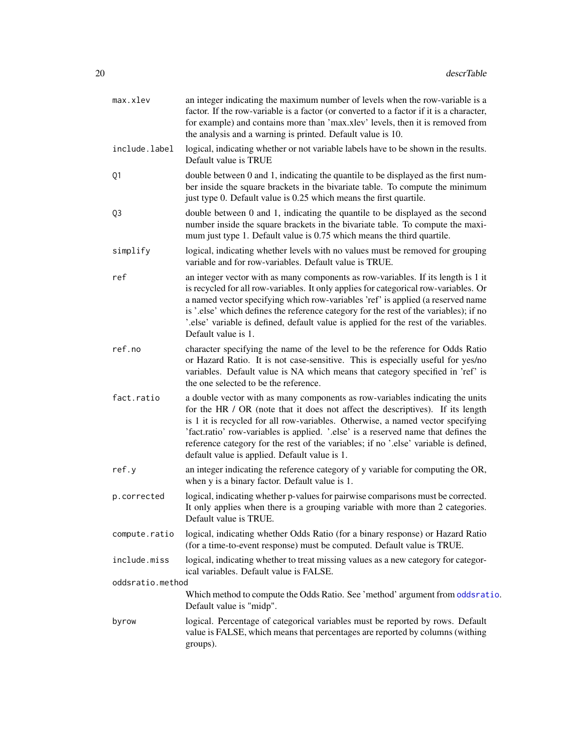| | |
|---|---|
| `max.xlev` | an integer indicating the maximum number of levels when the row-variable is a factor. If the row-variable is a factor (or converted to a factor if it is a character, for example) and contains more than 'max.xlev' levels, then it is removed from the analysis and a warning is printed. Default value is 10. |
| `include.label` | logical, indicating whether or not variable labels have to be shown in the results. Default value is TRUE |
| `Q1` | double between 0 and 1, indicating the quantile to be displayed as the first number inside the square brackets in the bivariate table. To compute the minimum just type 0. Default value is 0.25 which means the first quartile. |
| `Q3` | double between 0 and 1, indicating the quantile to be displayed as the second number inside the square brackets in the bivariate table. To compute the maximum just type 1. Default value is 0.75 which means the third quartile. |
| `simplify` | logical, indicating whether levels with no values must be removed for grouping variable and for row-variables. Default value is TRUE. |
| `ref` | an integer vector with as many components as row-variables. If its length is 1 it is recycled for all row-variables. It only applies for categorical row-variables. Or a named vector specifying which row-variables 'ref' is applied (a reserved name is '.else' which defines the reference category for the rest of the variables); if no '.else' variable is defined, default value is applied for the rest of the variables. Default value is 1. |
| `ref.no` | character specifying the name of the level to be the reference for Odds Ratio or Hazard Ratio. It is not case-sensitive. This is especially useful for yes/no variables. Default value is NA which means that category specified in 'ref' is the one selected to be the reference. |
| `fact.ratio` | a double vector with as many components as row-variables indicating the units for the HR / OR (note that it does not affect the descriptives). If its length is 1 it is recycled for all row-variables. Otherwise, a named vector specifying 'fact.ratio' row-variables is applied. '.else' is a reserved name that defines the reference category for the rest of the variables; if no '.else' variable is defined, default value is applied. Default value is 1. |
| `ref.y` | an integer indicating the reference category of y variable for computing the OR, when y is a binary factor. Default value is 1. |
| `p.corrected` | logical, indicating whether p-values for pairwise comparisons must be corrected. It only applies when there is a grouping variable with more than 2 categories. Default value is TRUE. |
| `compute.ratio` | logical, indicating whether Odds Ratio (for a binary response) or Hazard Ratio (for a time-to-event response) must be computed. Default value is TRUE. |
| `include.miss` | logical, indicating whether to treat missing values as a new category for categorical variables. Default value is FALSE. |
| `oddsratio.method` | Which method to compute the Odds Ratio. See 'method' argument from `oddsratio`. Default value is "midp". |
| `byrow` | logical. Percentage of categorical variables must be reported by rows. Default value is FALSE, which means that percentages are reported by columns (withing groups). |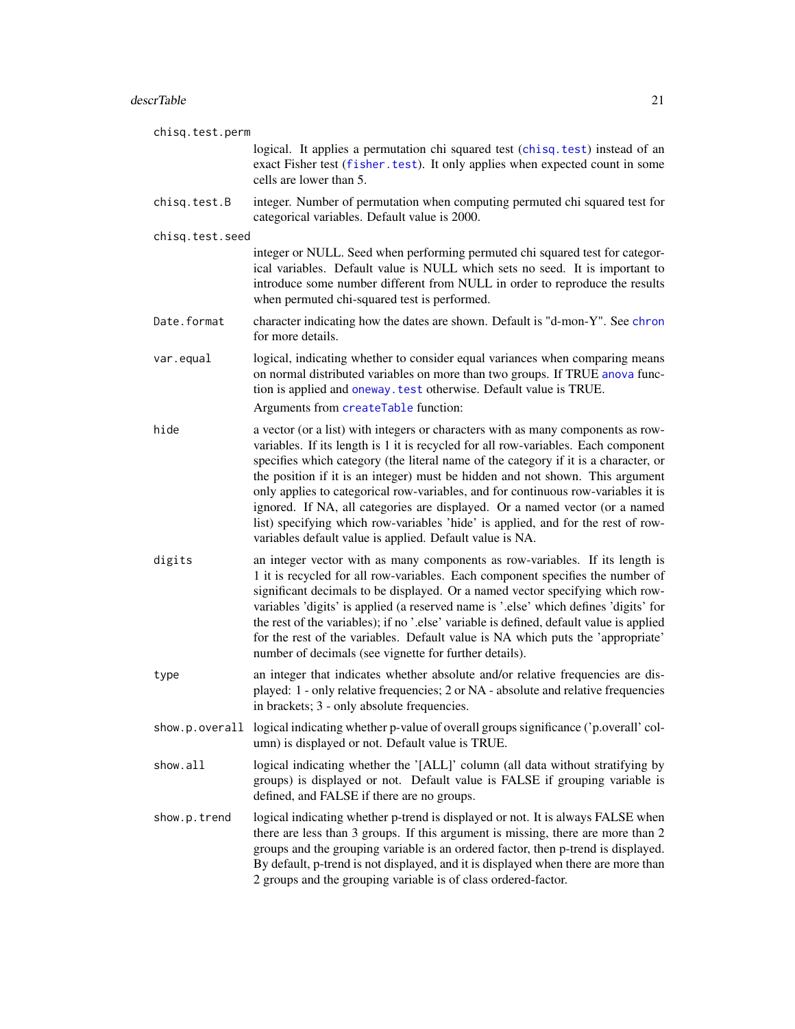`chisq.test.perm`
: logical. It applies a permutation chi squared test (`chisq.test`) instead of an exact Fisher test (`fisher.test`). It only applies when expected count in some cells are lower than 5.

`chisq.test.B`
: integer. Number of permutation when computing permuted chi squared test for categorical variables. Default value is 2000.

`chisq.test.seed`
: integer or NULL. Seed when performing permuted chi squared test for categorical variables. Default value is NULL which sets no seed. It is important to introduce some number different from NULL in order to reproduce the results when permuted chi-squared test is performed.

`Date.format`
: character indicating how the dates are shown. Default is "d-mon-Y". See `chron` for more details.

`var.equal`
: logical, indicating whether to consider equal variances when comparing means on normal distributed variables on more than two groups. If TRUE `anova` function is applied and `oneway.test` otherwise. Default value is TRUE.

  Arguments from `createTable` function:

`hide`
: a vector (or a list) with integers or characters with as many components as row-variables. If its length is 1 it is recycled for all row-variables. Each component specifies which category (the literal name of the category if it is a character, or the position if it is an integer) must be hidden and not shown. This argument only applies to categorical row-variables, and for continuous row-variables it is ignored. If NA, all categories are displayed. Or a named vector (or a named list) specifying which row-variables 'hide' is applied, and for the rest of row-variables default value is applied. Default value is NA.

`digits`
: an integer vector with as many components as row-variables. If its length is 1 it is recycled for all row-variables. Each component specifies the number of significant decimals to be displayed. Or a named vector specifying which row-variables 'digits' is applied (a reserved name is '.else' which defines 'digits' for the rest of the variables); if no '.else' variable is defined, default value is applied for the rest of the variables. Default value is NA which puts the 'appropriate' number of decimals (see vignette for further details).

`type`
: an integer that indicates whether absolute and/or relative frequencies are displayed: 1 - only relative frequencies; 2 or NA - absolute and relative frequencies in brackets; 3 - only absolute frequencies.

`show.p.overall`
: logical indicating whether p-value of overall groups significance ('p.overall' column) is displayed or not. Default value is TRUE.

`show.all`
: logical indicating whether the '[ALL]' column (all data without stratifying by groups) is displayed or not. Default value is FALSE if grouping variable is defined, and FALSE if there are no groups.

`show.p.trend`
: logical indicating whether p-trend is displayed or not. It is always FALSE when there are less than 3 groups. If this argument is missing, there are more than 2 groups and the grouping variable is an ordered factor, then p-trend is displayed. By default, p-trend is not displayed, and it is displayed when there are more than 2 groups and the grouping variable is of class ordered-factor.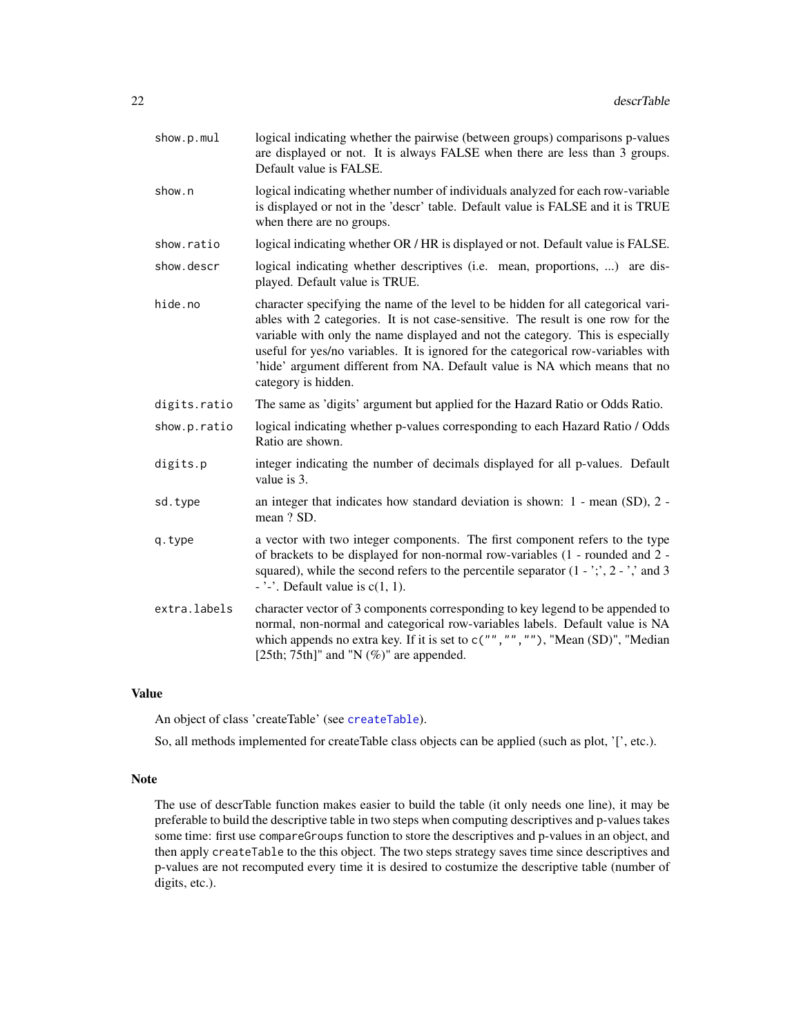`show.p.mul`
: logical indicating whether the pairwise (between groups) comparisons p-values are displayed or not. It is always FALSE when there are less than 3 groups. Default value is FALSE.

`show.n`
: logical indicating whether number of individuals analyzed for each row-variable is displayed or not in the 'descr' table. Default value is FALSE and it is TRUE when there are no groups.

`show.ratio`
: logical indicating whether OR / HR is displayed or not. Default value is FALSE.

`show.descr`
: logical indicating whether descriptives (i.e. mean, proportions, ...) are displayed. Default value is TRUE.

`hide.no`
: character specifying the name of the level to be hidden for all categorical variables with 2 categories. It is not case-sensitive. The result is one row for the variable with only the name displayed and not the category. This is especially useful for yes/no variables. It is ignored for the categorical row-variables with 'hide' argument different from NA. Default value is NA which means that no category is hidden.

`digits.ratio`
: The same as 'digits' argument but applied for the Hazard Ratio or Odds Ratio.

`show.p.ratio`
: logical indicating whether p-values corresponding to each Hazard Ratio / Odds Ratio are shown.

`digits.p`
: integer indicating the number of decimals displayed for all p-values. Default value is 3.

`sd.type`
: an integer that indicates how standard deviation is shown: 1 - mean (SD), 2 - mean ? SD.

`q.type`
: a vector with two integer components. The first component refers to the type of brackets to be displayed for non-normal row-variables (1 - rounded and 2 - squared), while the second refers to the percentile separator (1 - ';', 2 - ',' and 3 - '-'. Default value is c(1, 1).

`extra.labels`
: character vector of 3 components corresponding to key legend to be appended to normal, non-normal and categorical row-variables labels. Default value is NA which appends no extra key. If it is set to `c("","","")`, "Mean (SD)", "Median [25th; 75th]" and "N (%)" are appended.

## Value

An object of class 'createTable' (see `createTable`).

So, all methods implemented for createTable class objects can be applied (such as plot, '[', etc.).

## Note

The use of descrTable function makes easier to build the table (it only needs one line), it may be preferable to build the descriptive table in two steps when computing descriptives and p-values takes some time: first use `compareGroups` function to store the descriptives and p-values in an object, and then apply `createTable` to the this object. The two steps strategy saves time since descriptives and p-values are not recomputed every time it is desired to costumize the descriptive table (number of digits, etc.).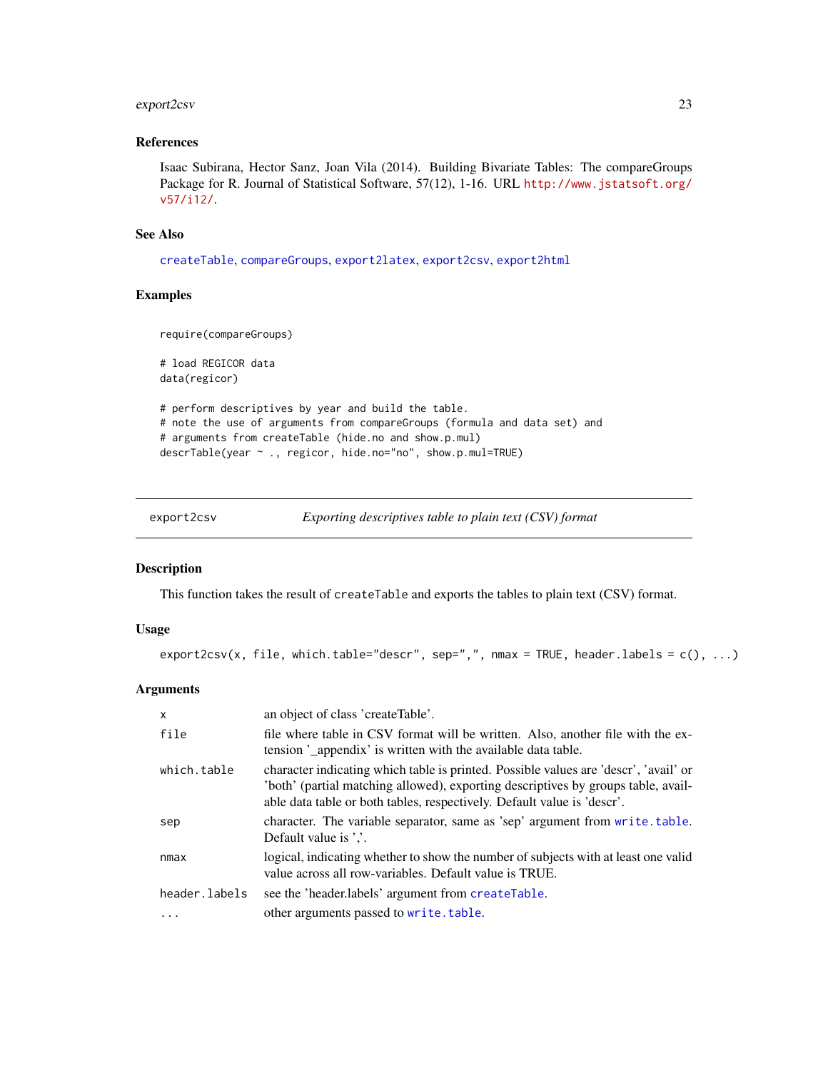### References

Isaac Subirana, Hector Sanz, Joan Vila (2014). Building Bivariate Tables: The compareGroups Package for R. Journal of Statistical Software, 57(12), 1-16. URL http://www.jstatsoft.org/v57/i12/.

### See Also

createTable, compareGroups, export2latex, export2csv, export2html

### Examples

```
require(compareGroups)

# load REGICOR data
data(regicor)

# perform descriptives by year and build the table.
# note the use of arguments from compareGroups (formula and data set) and
# arguments from createTable (hide.no and show.p.mul)
descrTable(year ~ ., regicor, hide.no="no", show.p.mul=TRUE)
```

---

## export2csv — *Exporting descriptives table to plain text (CSV) format*

---

### Description

This function takes the result of `createTable` and exports the tables to plain text (CSV) format.

### Usage

```
export2csv(x, file, which.table="descr", sep=",", nmax = TRUE, header.labels = c(), ...)
```

### Arguments

| | |
|---|---|
| x | an object of class 'createTable'. |
| file | file where table in CSV format will be written. Also, another file with the extension '_appendix' is written with the available data table. |
| which.table | character indicating which table is printed. Possible values are 'descr', 'avail' or 'both' (partial matching allowed), exporting descriptives by groups table, available data table or both tables, respectively. Default value is 'descr'. |
| sep | character. The variable separator, same as 'sep' argument from write.table. Default value is ','. |
| nmax | logical, indicating whether to show the number of subjects with at least one valid value across all row-variables. Default value is TRUE. |
| header.labels | see the 'header.labels' argument from createTable. |
| ... | other arguments passed to write.table. |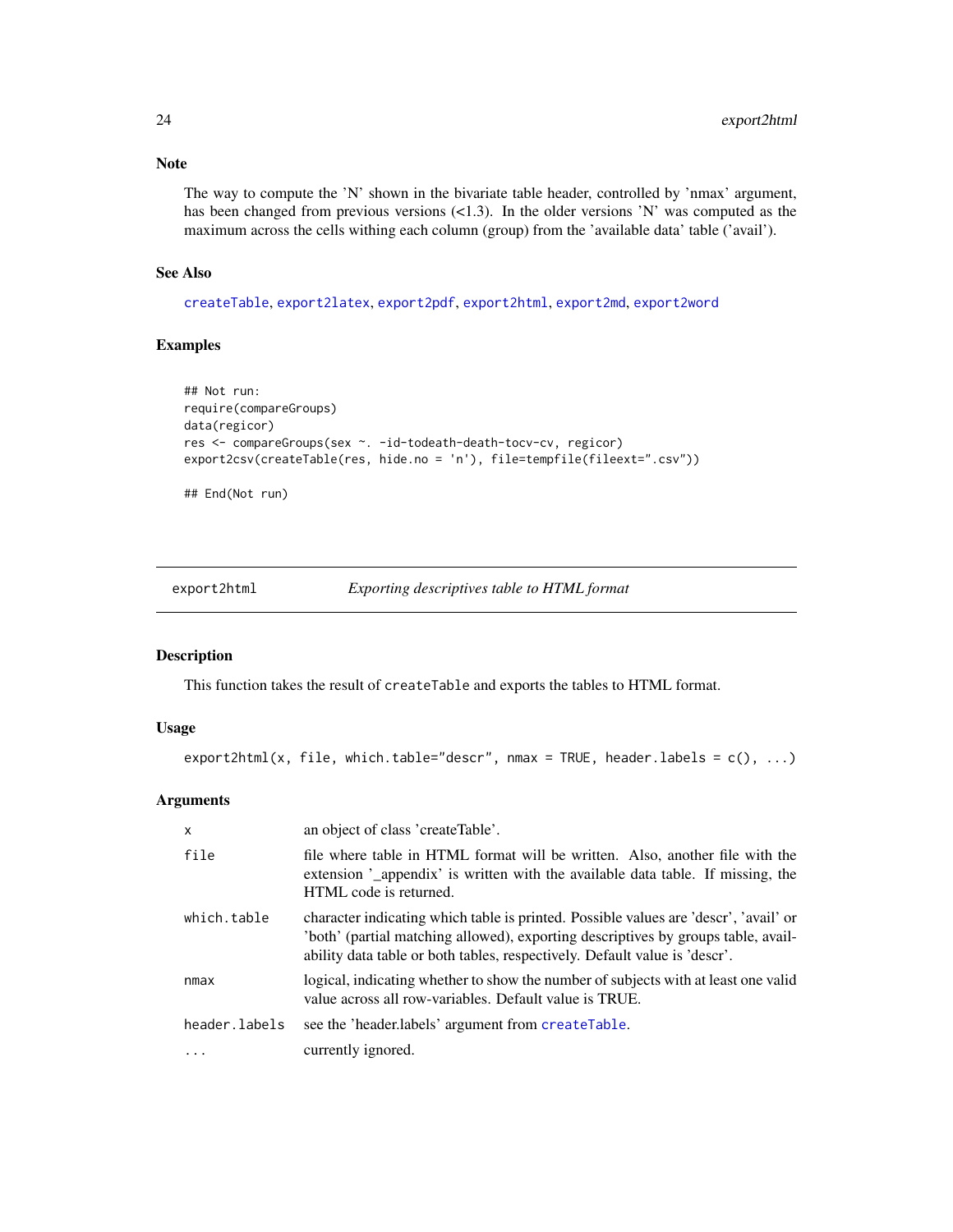### Note

The way to compute the 'N' shown in the bivariate table header, controlled by 'nmax' argument, has been changed from previous versions (<1.3). In the older versions 'N' was computed as the maximum across the cells withing each column (group) from the 'available data' table ('avail').

### See Also

createTable, export2latex, export2pdf, export2html, export2md, export2word

### Examples

```
## Not run:
require(compareGroups)
data(regicor)
res <- compareGroups(sex ~. -id-todeath-death-tocv-cv, regicor)
export2csv(createTable(res, hide.no = 'n'), file=tempfile(fileext=".csv"))

## End(Not run)
```

---

## export2html — *Exporting descriptives table to HTML format*

### Description

This function takes the result of `createTable` and exports the tables to HTML format.

### Usage

```
export2html(x, file, which.table="descr", nmax = TRUE, header.labels = c(), ...)
```

### Arguments

| | |
|---|---|
| `x` | an object of class 'createTable'. |
| `file` | file where table in HTML format will be written. Also, another file with the extension '_appendix' is written with the available data table. If missing, the HTML code is returned. |
| `which.table` | character indicating which table is printed. Possible values are 'descr', 'avail' or 'both' (partial matching allowed), exporting descriptives by groups table, availability data table or both tables, respectively. Default value is 'descr'. |
| `nmax` | logical, indicating whether to show the number of subjects with at least one valid value across all row-variables. Default value is TRUE. |
| `header.labels` | see the 'header.labels' argument from createTable. |
| `...` | currently ignored. |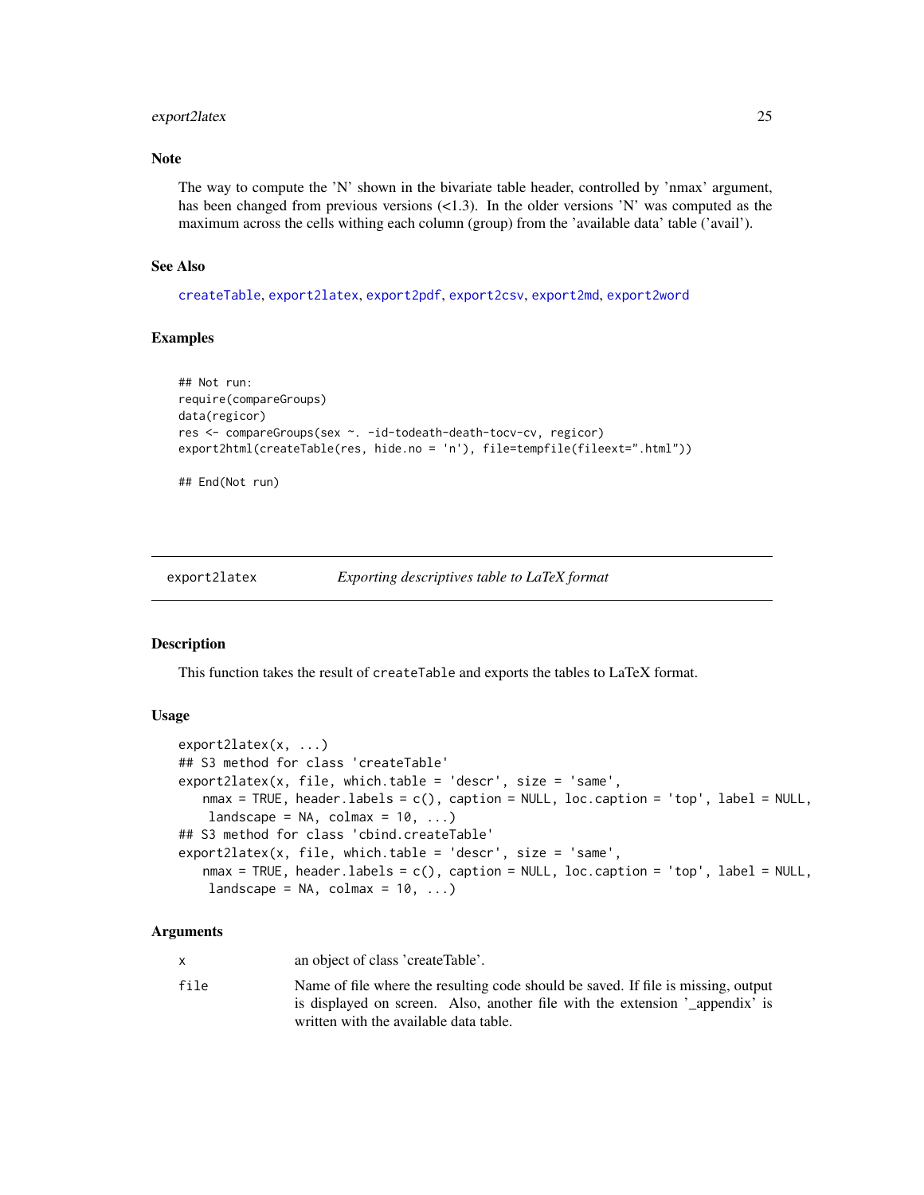### Note

The way to compute the 'N' shown in the bivariate table header, controlled by 'nmax' argument, has been changed from previous versions (<1.3). In the older versions 'N' was computed as the maximum across the cells withing each column (group) from the 'available data' table ('avail').

### See Also

createTable, export2latex, export2pdf, export2csv, export2md, export2word

### Examples

```
## Not run:
require(compareGroups)
data(regicor)
res <- compareGroups(sex ~. -id-todeath-death-tocv-cv, regicor)
export2html(createTable(res, hide.no = 'n'), file=tempfile(fileext=".html"))

## End(Not run)
```

---

## export2latex — *Exporting descriptives table to LaTeX format*

### Description

This function takes the result of createTable and exports the tables to LaTeX format.

### Usage

```
export2latex(x, ...)
## S3 method for class 'createTable'
export2latex(x, file, which.table = 'descr', size = 'same',
   nmax = TRUE, header.labels = c(), caption = NULL, loc.caption = 'top', label = NULL,
    landscape = NA, colmax = 10, ...)
## S3 method for class 'cbind.createTable'
export2latex(x, file, which.table = 'descr', size = 'same',
   nmax = TRUE, header.labels = c(), caption = NULL, loc.caption = 'top', label = NULL,
    landscape = NA, colmax = 10, ...)
```

### Arguments

| | |
|---|---|
| x | an object of class 'createTable'. |
| file | Name of file where the resulting code should be saved. If file is missing, output is displayed on screen. Also, another file with the extension '_appendix' is written with the available data table. |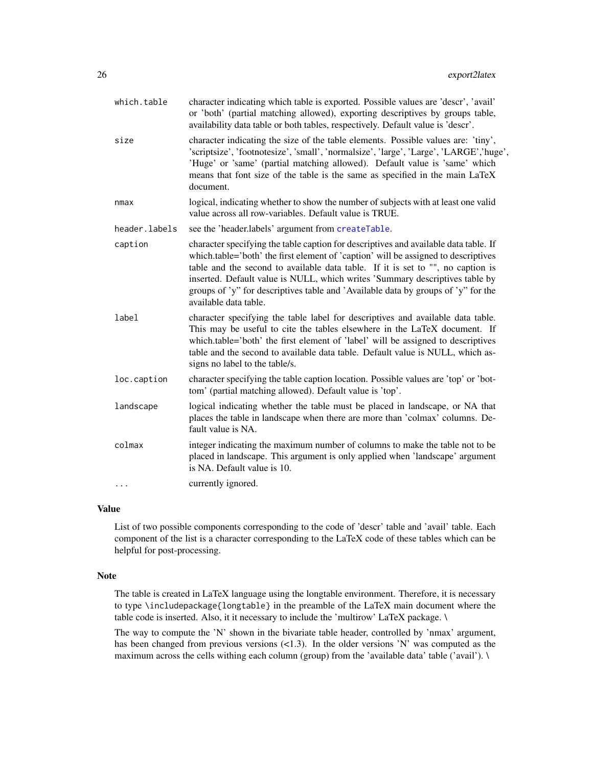| | |
|---|---|
| `which.table` | character indicating which table is exported. Possible values are 'descr', 'avail' or 'both' (partial matching allowed), exporting descriptives by groups table, availability data table or both tables, respectively. Default value is 'descr'. |
| `size` | character indicating the size of the table elements. Possible values are: 'tiny', 'scriptsize', 'footnotesize', 'small', 'normalsize', 'large', 'Large', 'LARGE','huge', 'Huge' or 'same' (partial matching allowed). Default value is 'same' which means that font size of the table is the same as specified in the main LaTeX document. |
| `nmax` | logical, indicating whether to show the number of subjects with at least one valid value across all row-variables. Default value is TRUE. |
| `header.labels` | see the 'header.labels' argument from `createTable`. |
| `caption` | character specifying the table caption for descriptives and available data table. If which.table='both' the first element of 'caption' will be assigned to descriptives table and the second to available data table. If it is set to "", no caption is inserted. Default value is NULL, which writes 'Summary descriptives table by groups of 'y'' for descriptives table and 'Available data by groups of 'y'' for the available data table. |
| `label` | character specifying the table label for descriptives and available data table. This may be useful to cite the tables elsewhere in the LaTeX document. If which.table='both' the first element of 'label' will be assigned to descriptives table and the second to available data table. Default value is NULL, which assigns no label to the table/s. |
| `loc.caption` | character specifying the table caption location. Possible values are 'top' or 'bottom' (partial matching allowed). Default value is 'top'. |
| `landscape` | logical indicating whether the table must be placed in landscape, or NA that places the table in landscape when there are more than 'colmax' columns. Default value is NA. |
| `colmax` | integer indicating the maximum number of columns to make the table not to be placed in landscape. This argument is only applied when 'landscape' argument is NA. Default value is 10. |
| `...` | currently ignored. |

### Value

List of two possible components corresponding to the code of 'descr' table and 'avail' table. Each component of the list is a character corresponding to the LaTeX code of these tables which can be helpful for post-processing.

### Note

The table is created in LaTeX language using the longtable environment. Therefore, it is necessary to type `\includepackage{longtable}` in the preamble of the LaTeX main document where the table code is inserted. Also, it it necessary to include the 'multirow' LaTeX package. \

The way to compute the 'N' shown in the bivariate table header, controlled by 'nmax' argument, has been changed from previous versions (<1.3). In the older versions 'N' was computed as the maximum across the cells withing each column (group) from the 'available data' table ('avail'). \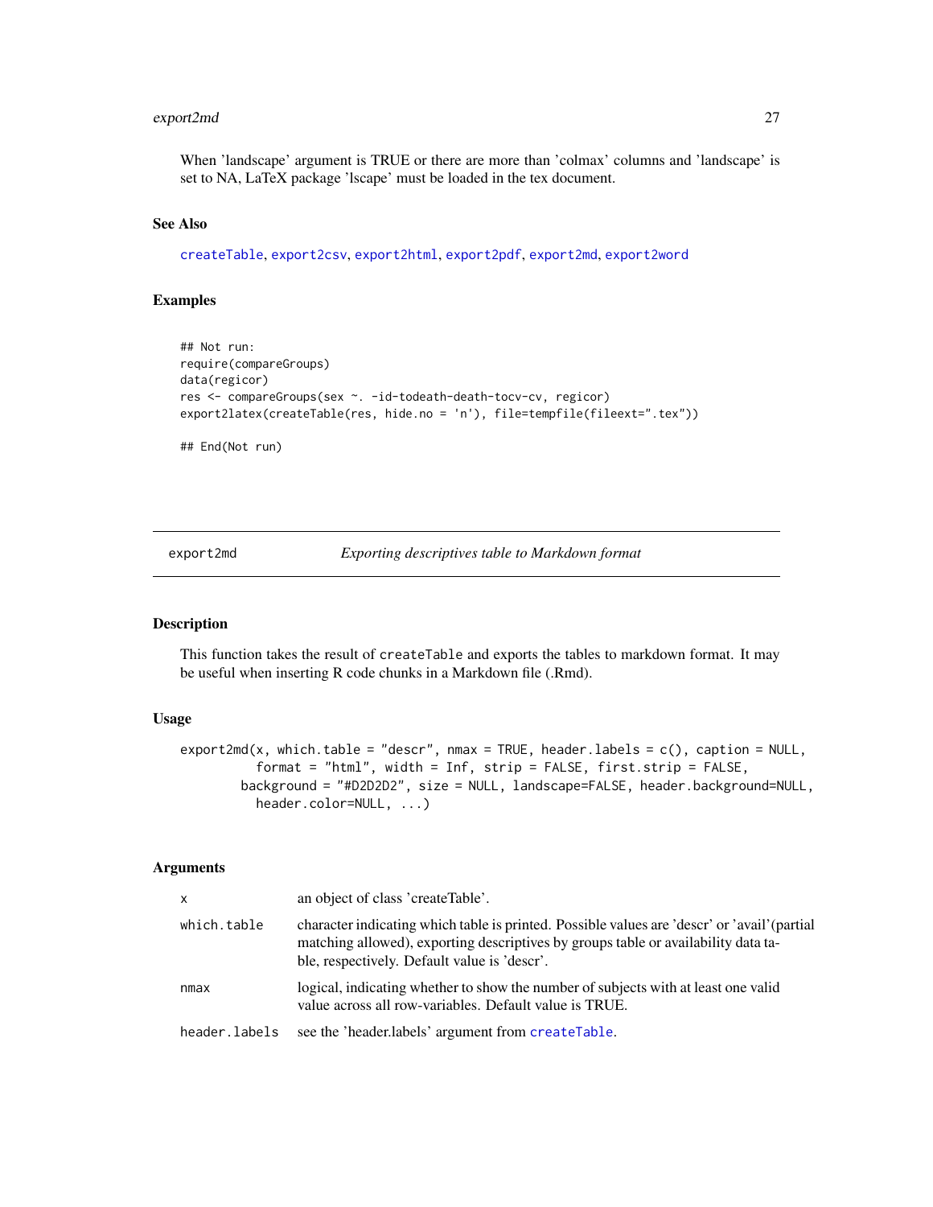When 'landscape' argument is TRUE or there are more than 'colmax' columns and 'landscape' is set to NA, LaTeX package 'lscape' must be loaded in the tex document.

### See Also

createTable, export2csv, export2html, export2pdf, export2md, export2word

### Examples

```
## Not run:
require(compareGroups)
data(regicor)
res <- compareGroups(sex ~. -id-todeath-death-tocv-cv, regicor)
export2latex(createTable(res, hide.no = 'n'), file=tempfile(fileext=".tex"))

## End(Not run)
```

---

## export2md — *Exporting descriptives table to Markdown format*

### Description

This function takes the result of createTable and exports the tables to markdown format. It may be useful when inserting R code chunks in a Markdown file (.Rmd).

### Usage

```
export2md(x, which.table = "descr", nmax = TRUE, header.labels = c(), caption = NULL,
          format = "html", width = Inf, strip = FALSE, first.strip = FALSE,
        background = "#D2D2D2", size = NULL, landscape=FALSE, header.background=NULL,
          header.color=NULL, ...)
```

### Arguments

| | |
|---|---|
| x | an object of class 'createTable'. |
| which.table | character indicating which table is printed. Possible values are 'descr' or 'avail'(partial matching allowed), exporting descriptives by groups table or availability data table, respectively. Default value is 'descr'. |
| nmax | logical, indicating whether to show the number of subjects with at least one valid value across all row-variables. Default value is TRUE. |
| header.labels | see the 'header.labels' argument from createTable. |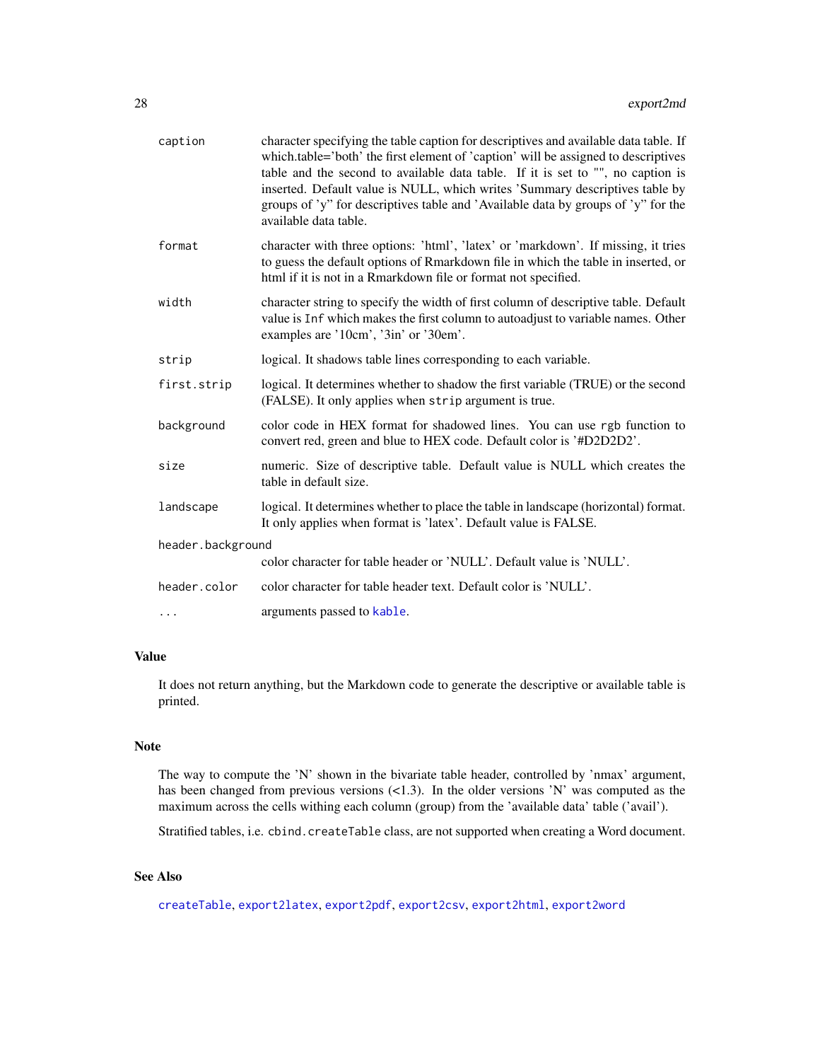| | |
|---|---|
| caption | character specifying the table caption for descriptives and available data table. If which.table='both' the first element of 'caption' will be assigned to descriptives table and the second to available data table. If it is set to "", no caption is inserted. Default value is NULL, which writes 'Summary descriptives table by groups of 'y'' for descriptives table and 'Available data by groups of 'y'' for the available data table. |
| format | character with three options: 'html', 'latex' or 'markdown'. If missing, it tries to guess the default options of Rmarkdown file in which the table in inserted, or html if it is not in a Rmarkdown file or format not specified. |
| width | character string to specify the width of first column of descriptive table. Default value is `Inf` which makes the first column to autoadjust to variable names. Other examples are '10cm', '3in' or '30em'. |
| strip | logical. It shadows table lines corresponding to each variable. |
| first.strip | logical. It determines whether to shadow the first variable (TRUE) or the second (FALSE). It only applies when `strip` argument is true. |
| background | color code in HEX format for shadowed lines. You can use `rgb` function to convert red, green and blue to HEX code. Default color is '#D2D2D2'. |
| size | numeric. Size of descriptive table. Default value is NULL which creates the table in default size. |
| landscape | logical. It determines whether to place the table in landscape (horizontal) format. It only applies when format is 'latex'. Default value is FALSE. |
| header.background | color character for table header or 'NULL'. Default value is 'NULL'. |
| header.color | color character for table header text. Default color is 'NULL'. |
| ... | arguments passed to `kable`. |

## Value

It does not return anything, but the Markdown code to generate the descriptive or available table is printed.

## Note

The way to compute the 'N' shown in the bivariate table header, controlled by 'nmax' argument, has been changed from previous versions (<1.3). In the older versions 'N' was computed as the maximum across the cells withing each column (group) from the 'available data' table ('avail').

Stratified tables, i.e. `cbind.createTable` class, are not supported when creating a Word document.

## See Also

`createTable`, `export2latex`, `export2pdf`, `export2csv`, `export2html`, `export2word`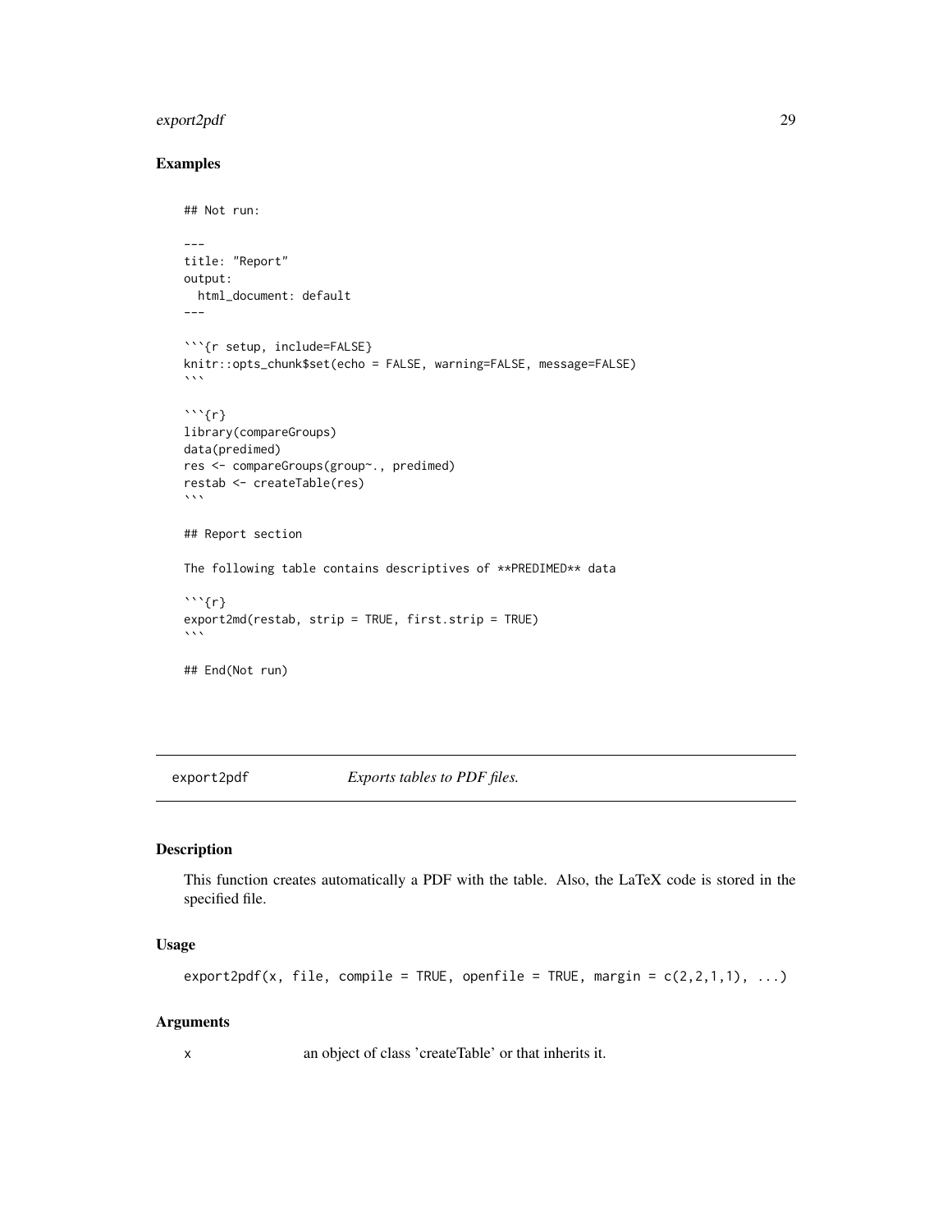### Examples

````
## Not run:

---
title: "Report"
output:
  html_document: default
---

```{r setup, include=FALSE}
knitr::opts_chunk$set(echo = FALSE, warning=FALSE, message=FALSE)
```

```{r}
library(compareGroups)
data(predimed)
res <- compareGroups(group~., predimed)
restab <- createTable(res)
```

## Report section

The following table contains descriptives of **PREDIMED** data

```{r}
export2md(restab, strip = TRUE, first.strip = TRUE)
```

## End(Not run)
````

---

## export2pdf *Exports tables to PDF files.*

---

### Description

This function creates automatically a PDF with the table. Also, the LaTeX code is stored in the specified file.

### Usage

```
export2pdf(x, file, compile = TRUE, openfile = TRUE, margin = c(2,2,1,1), ...)
```

### Arguments

x an object of class 'createTable' or that inherits it.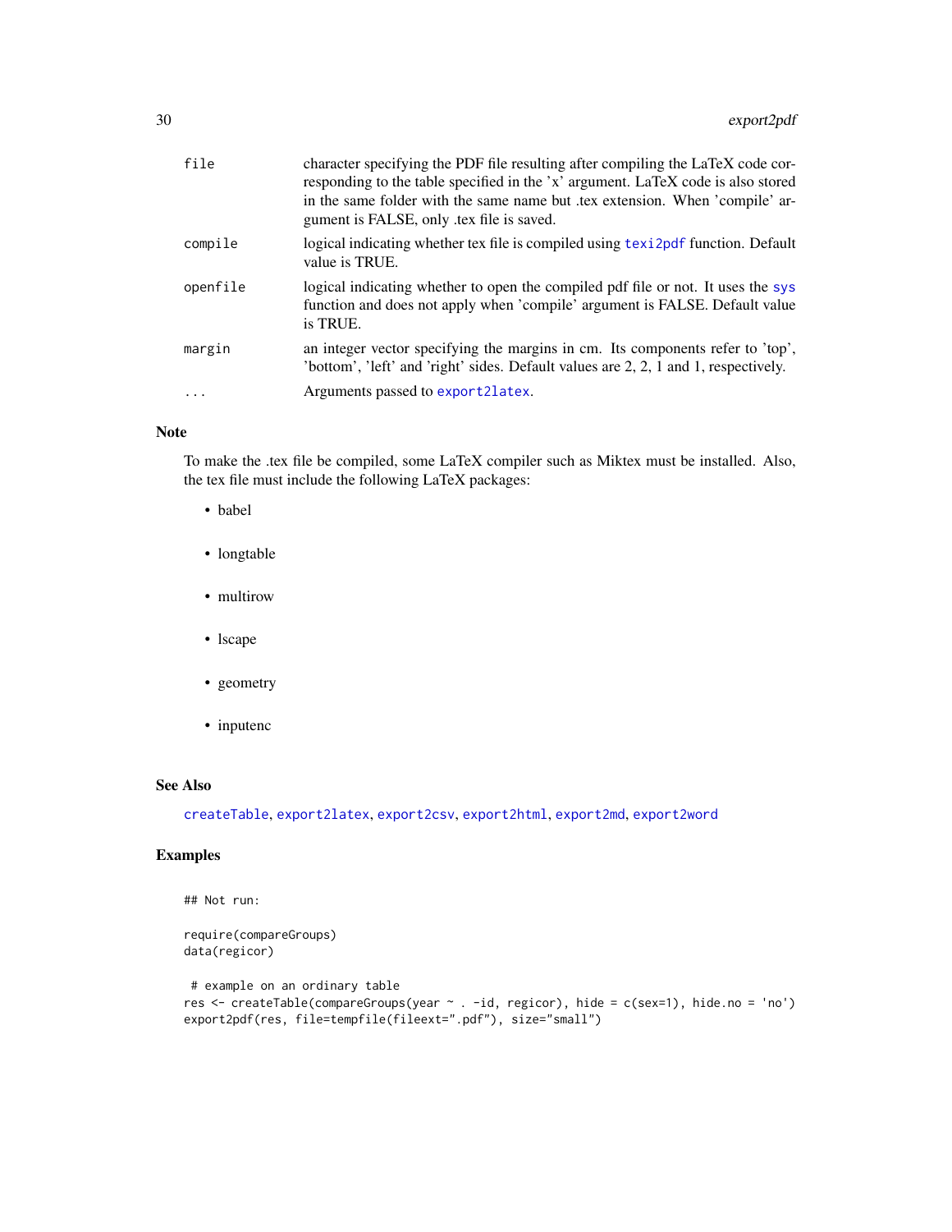| | |
|---|---|
| file | character specifying the PDF file resulting after compiling the LaTeX code corresponding to the table specified in the 'x' argument. LaTeX code is also stored in the same folder with the same name but .tex extension. When 'compile' argument is FALSE, only .tex file is saved. |
| compile | logical indicating whether tex file is compiled using texi2pdf function. Default value is TRUE. |
| openfile | logical indicating whether to open the compiled pdf file or not. It uses the sys function and does not apply when 'compile' argument is FALSE. Default value is TRUE. |
| margin | an integer vector specifying the margins in cm. Its components refer to 'top', 'bottom', 'left' and 'right' sides. Default values are 2, 2, 1 and 1, respectively. |
| ... | Arguments passed to export2latex. |

## Note

To make the .tex file be compiled, some LaTeX compiler such as Miktex must be installed. Also, the tex file must include the following LaTeX packages:

- babel
- longtable
- multirow
- lscape
- geometry
- inputenc

## See Also

createTable, export2latex, export2csv, export2html, export2md, export2word

## Examples

```
## Not run:

require(compareGroups)
data(regicor)

 # example on an ordinary table
res <- createTable(compareGroups(year ~ . -id, regicor), hide = c(sex=1), hide.no = 'no')
export2pdf(res, file=tempfile(fileext=".pdf"), size="small")
```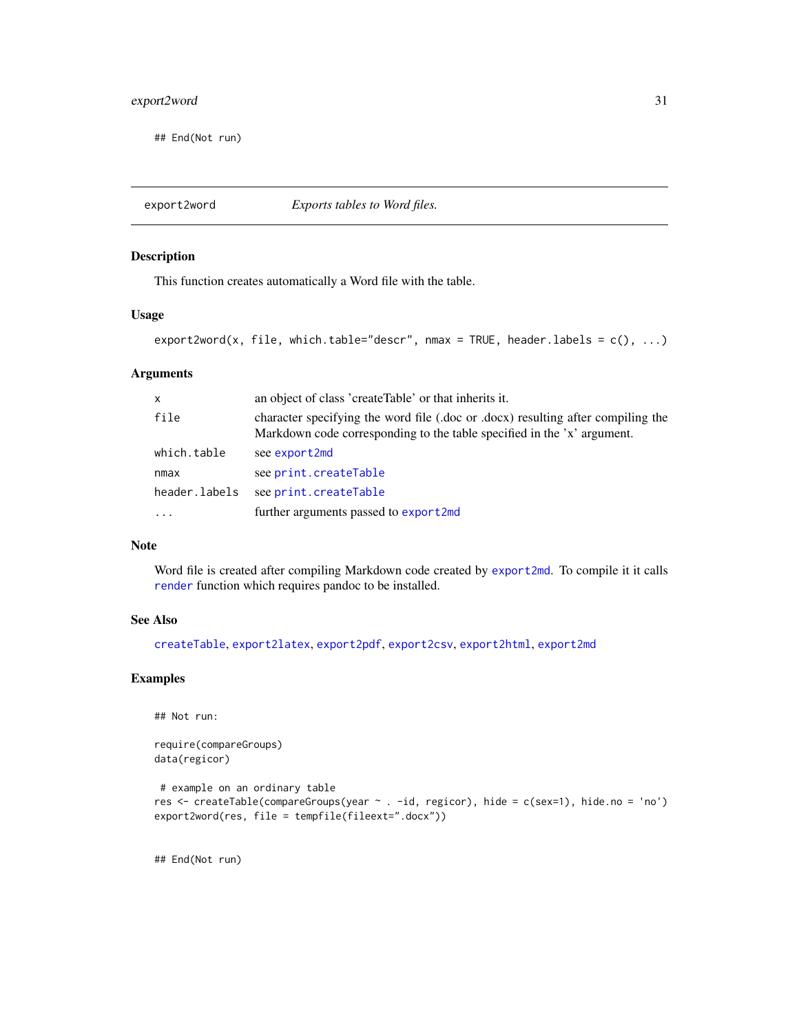```
## End(Not run)
```

## export2word — *Exports tables to Word files.*

### Description

This function creates automatically a Word file with the table.

### Usage

```
export2word(x, file, which.table="descr", nmax = TRUE, header.labels = c(), ...)
```

### Arguments

| | |
|---|---|
| x | an object of class 'createTable' or that inherits it. |
| file | character specifying the word file (.doc or .docx) resulting after compiling the Markdown code corresponding to the table specified in the 'x' argument. |
| which.table | see export2md |
| nmax | see print.createTable |
| header.labels | see print.createTable |
| ... | further arguments passed to export2md |

### Note

Word file is created after compiling Markdown code created by export2md. To compile it it calls render function which requires pandoc to be installed.

### See Also

createTable, export2latex, export2pdf, export2csv, export2html, export2md

### Examples

```
## Not run:

require(compareGroups)
data(regicor)

 # example on an ordinary table
res <- createTable(compareGroups(year ~ . -id, regicor), hide = c(sex=1), hide.no = 'no')
export2word(res, file = tempfile(fileext=".docx"))


## End(Not run)
```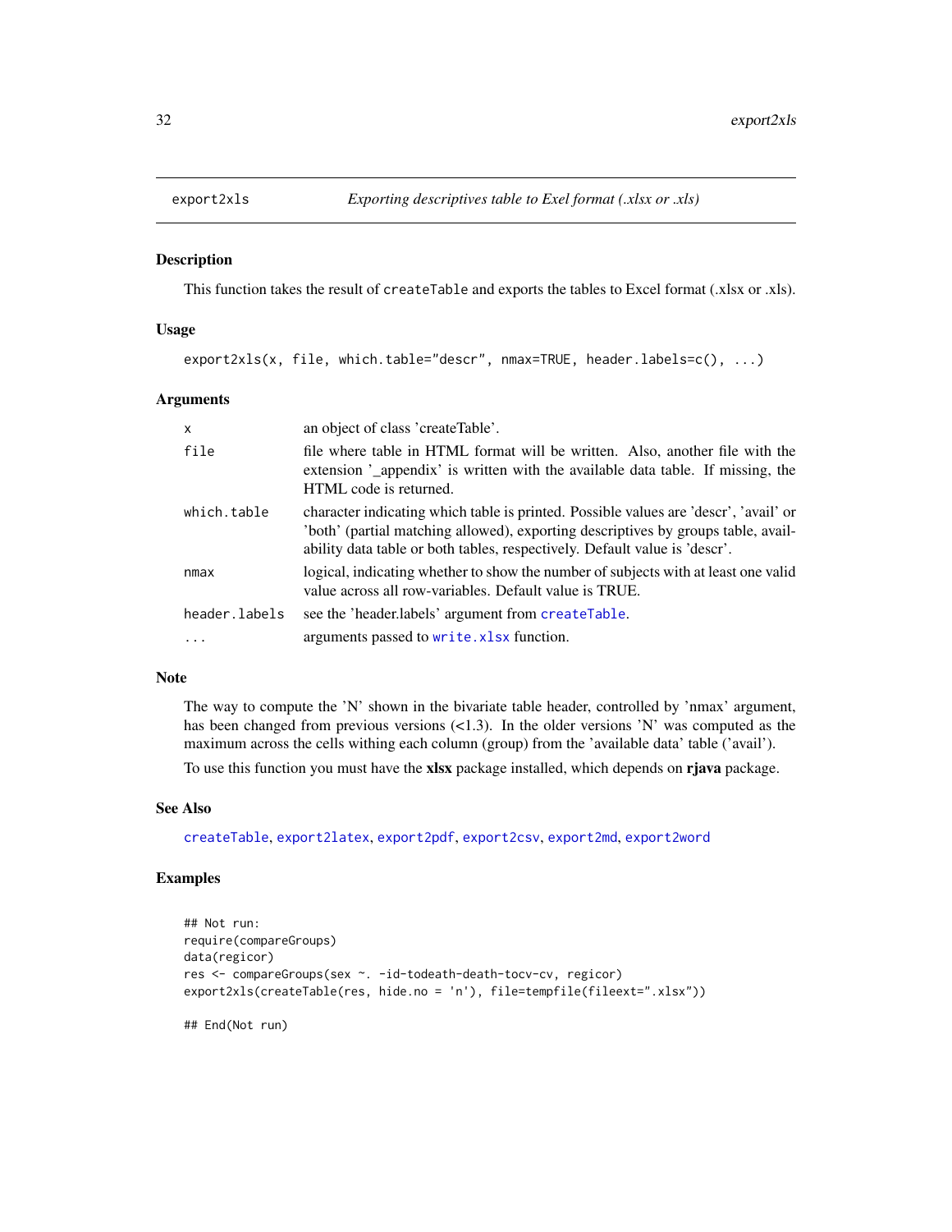export2xls *Exporting descriptives table to Exel format (.xlsx or .xls)*

## Description

This function takes the result of `createTable` and exports the tables to Excel format (.xlsx or .xls).

## Usage

```
export2xls(x, file, which.table="descr", nmax=TRUE, header.labels=c(), ...)
```

## Arguments

| | |
|---|---|
| `x` | an object of class 'createTable'. |
| `file` | file where table in HTML format will be written. Also, another file with the extension '_appendix' is written with the available data table. If missing, the HTML code is returned. |
| `which.table` | character indicating which table is printed. Possible values are 'descr', 'avail' or 'both' (partial matching allowed), exporting descriptives by groups table, availability data table or both tables, respectively. Default value is 'descr'. |
| `nmax` | logical, indicating whether to show the number of subjects with at least one valid value across all row-variables. Default value is TRUE. |
| `header.labels` | see the 'header.labels' argument from `createTable`. |
| `...` | arguments passed to `write.xlsx` function. |

## Note

The way to compute the 'N' shown in the bivariate table header, controlled by 'nmax' argument, has been changed from previous versions (<1.3). In the older versions 'N' was computed as the maximum across the cells withing each column (group) from the 'available data' table ('avail').

To use this function you must have the **xlsx** package installed, which depends on **rjava** package.

## See Also

`createTable`, `export2latex`, `export2pdf`, `export2csv`, `export2md`, `export2word`

## Examples

```
## Not run:
require(compareGroups)
data(regicor)
res <- compareGroups(sex ~. -id-todeath-death-tocv-cv, regicor)
export2xls(createTable(res, hide.no = 'n'), file=tempfile(fileext=".xlsx"))

## End(Not run)
```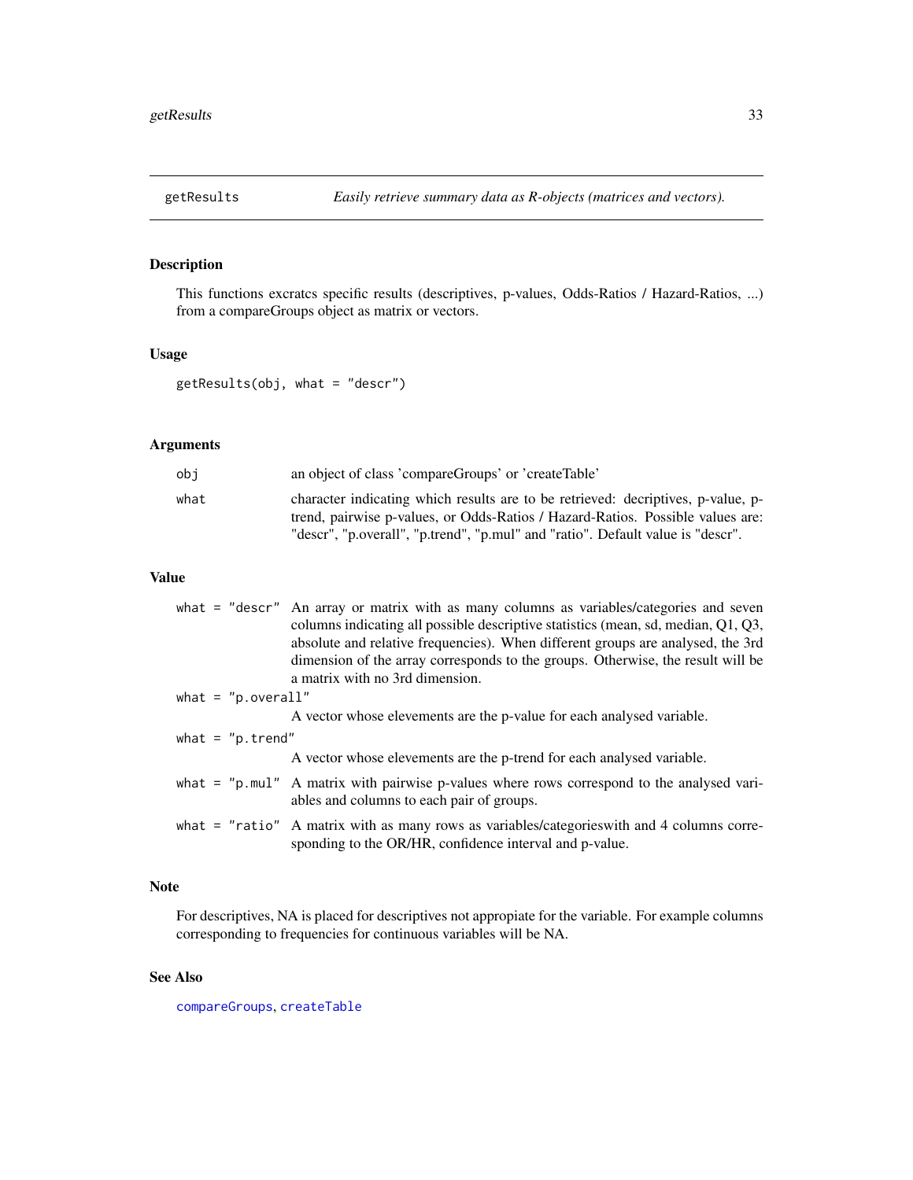# getResults — *Easily retrieve summary data as R-objects (matrices and vectors).*

## Description

This functions excratcs specific results (descriptives, p-values, Odds-Ratios / Hazard-Ratios, ...) from a compareGroups object as matrix or vectors.

## Usage

```
getResults(obj, what = "descr")
```

## Arguments

| | |
|---|---|
| `obj` | an object of class 'compareGroups' or 'createTable' |
| `what` | character indicating which results are to be retrieved: decriptives, p-value, p-trend, pairwise p-values, or Odds-Ratios / Hazard-Ratios. Possible values are: "descr", "p.overall", "p.trend", "p.mul" and "ratio". Default value is "descr". |

## Value

| | |
|---|---|
| `what = "descr"` | An array or matrix with as many columns as variables/categories and seven columns indicating all possible descriptive statistics (mean, sd, median, Q1, Q3, absolute and relative frequencies). When different groups are analysed, the 3rd dimension of the array corresponds to the groups. Otherwise, the result will be a matrix with no 3rd dimension. |
| `what = "p.overall"` | A vector whose elevements are the p-value for each analysed variable. |
| `what = "p.trend"` | A vector whose elevements are the p-trend for each analysed variable. |
| `what = "p.mul"` | A matrix with pairwise p-values where rows correspond to the analysed variables and columns to each pair of groups. |
| `what = "ratio"` | A matrix with as many rows as variables/categorieswith and 4 columns corresponding to the OR/HR, confidence interval and p-value. |

## Note

For descriptives, NA is placed for descriptives not appropiate for the variable. For example columns corresponding to frequencies for continuous variables will be NA.

## See Also

compareGroups, createTable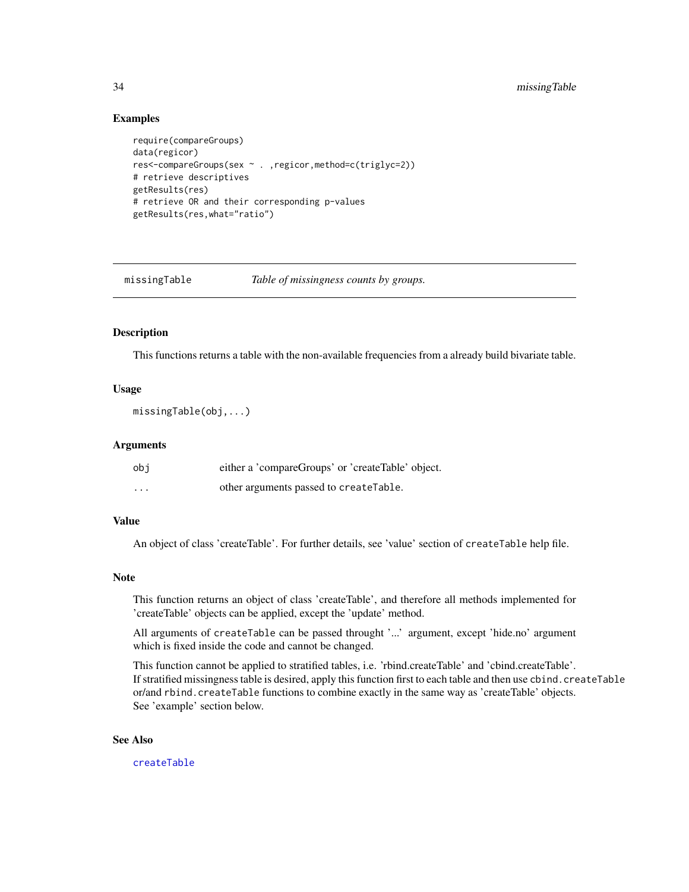## Examples

```
require(compareGroups)
data(regicor)
res<-compareGroups(sex ~ . ,regicor,method=c(triglyc=2))
# retrieve descriptives
getResults(res)
# retrieve OR and their corresponding p-values
getResults(res,what="ratio")
```

---

## missingTable — *Table of missingness counts by groups.*

---

### Description

This functions returns a table with the non-available frequencies from a already build bivariate table.

### Usage

```
missingTable(obj,...)
```

### Arguments

| | |
|---|---|
| obj | either a 'compareGroups' or 'createTable' object. |
| ... | other arguments passed to createTable. |

### Value

An object of class 'createTable'. For further details, see 'value' section of createTable help file.

### Note

This function returns an object of class 'createTable', and therefore all methods implemented for 'createTable' objects can be applied, except the 'update' method.

All arguments of createTable can be passed throught '...' argument, except 'hide.no' argument which is fixed inside the code and cannot be changed.

This function cannot be applied to stratified tables, i.e. 'rbind.createTable' and 'cbind.createTable'. If stratified missingness table is desired, apply this function first to each table and then use cbind.createTable or/and rbind.createTable functions to combine exactly in the same way as 'createTable' objects. See 'example' section below.

### See Also

createTable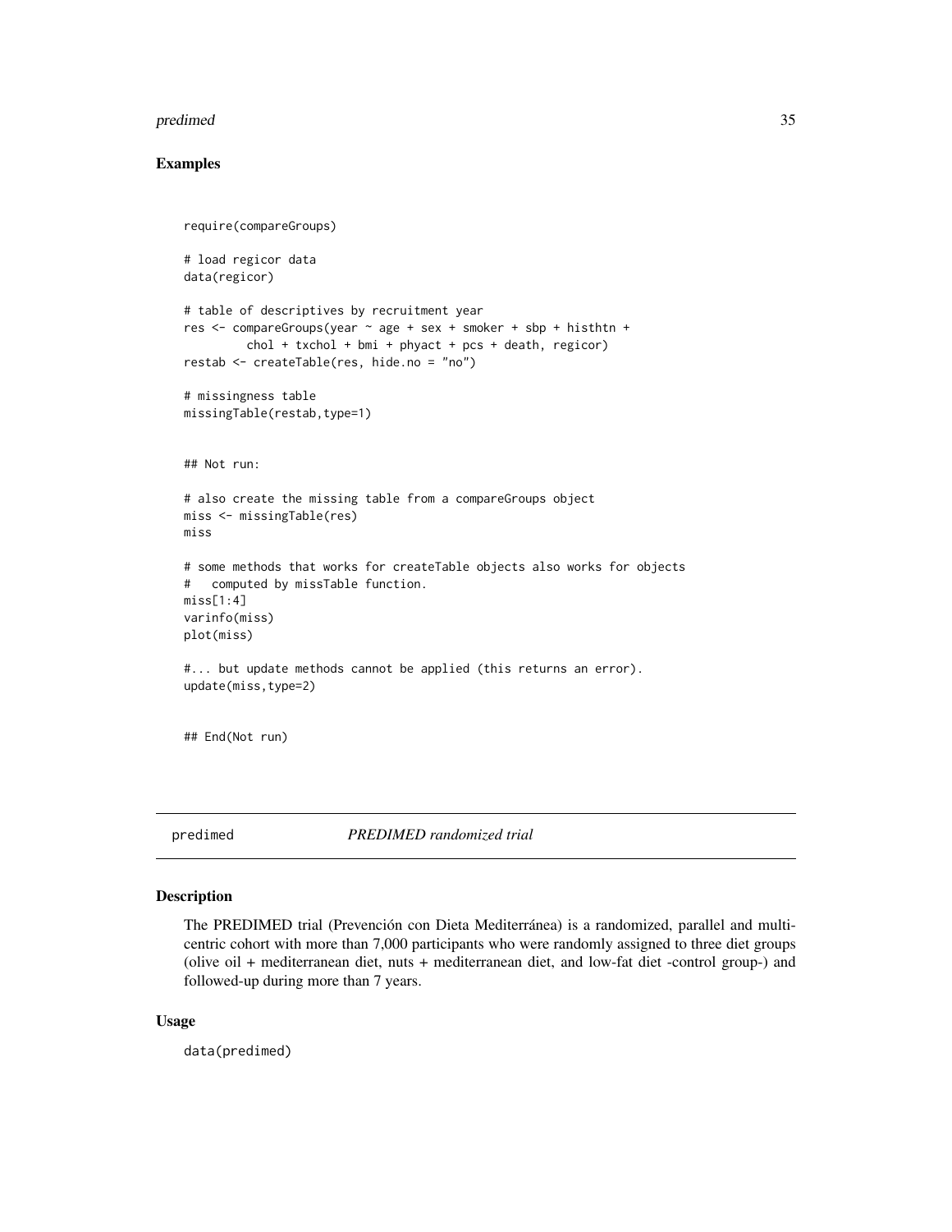## Examples

```
require(compareGroups)

# load regicor data
data(regicor)

# table of descriptives by recruitment year
res <- compareGroups(year ~ age + sex + smoker + sbp + histhtn +
         chol + txchol + bmi + phyact + pcs + death, regicor)
restab <- createTable(res, hide.no = "no")

# missingness table
missingTable(restab,type=1)


## Not run:

# also create the missing table from a compareGroups object
miss <- missingTable(res)
miss

# some methods that works for createTable objects also works for objects
#   computed by missTable function.
miss[1:4]
varinfo(miss)
plot(miss)

#... but update methods cannot be applied (this returns an error).
update(miss,type=2)


## End(Not run)
```

---

predimed *PREDIMED randomized trial*

---

## Description

The PREDIMED trial (Prevención con Dieta Mediterránea) is a randomized, parallel and multicentric cohort with more than 7,000 participants who were randomly assigned to three diet groups (olive oil + mediterranean diet, nuts + mediterranean diet, and low-fat diet -control group-) and followed-up during more than 7 years.

## Usage

```
data(predimed)
```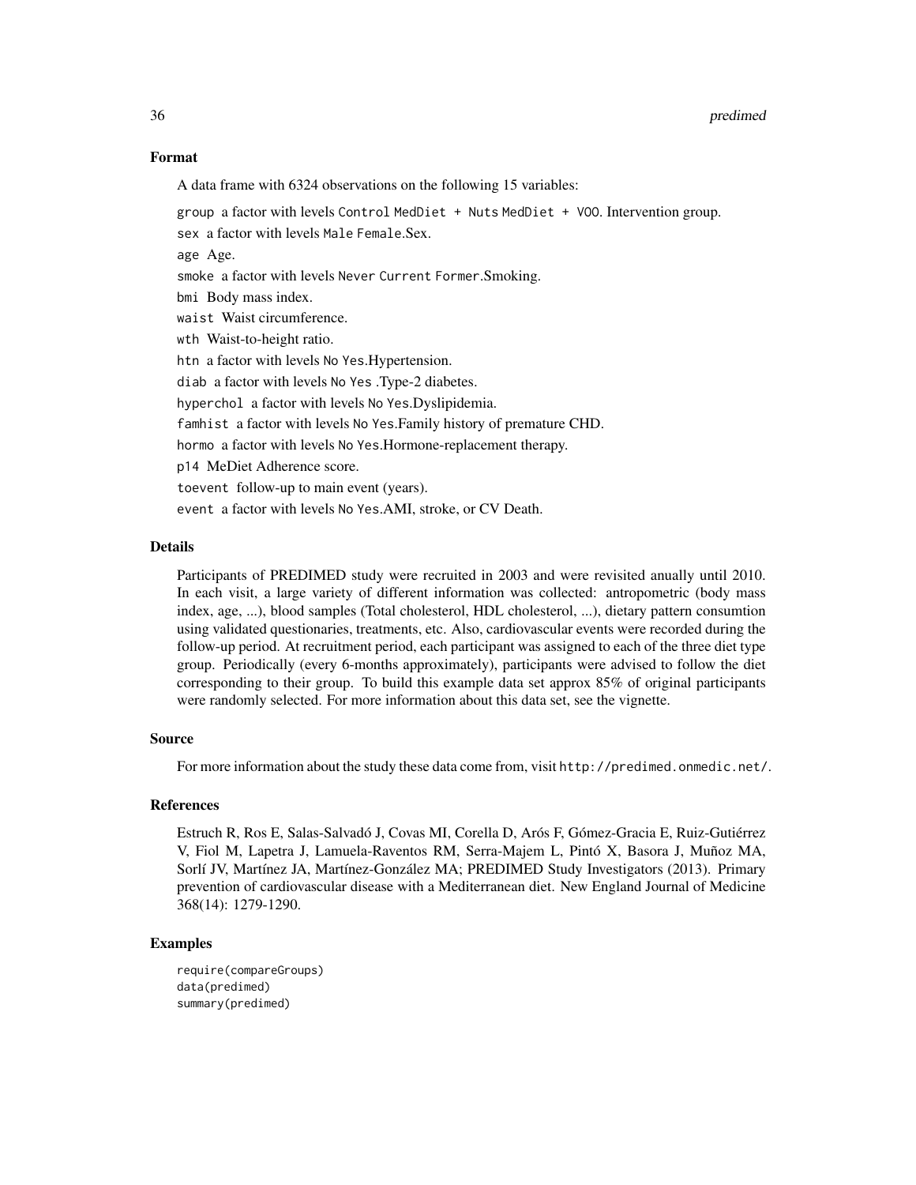## Format

A data frame with 6324 observations on the following 15 variables:

`group` a factor with levels `Control` `MedDiet + Nuts` `MedDiet + VOO`. Intervention group.

`sex` a factor with levels `Male` `Female`.Sex.

`age` Age.

`smoke` a factor with levels `Never` `Current` `Former`.Smoking.

`bmi` Body mass index.

`waist` Waist circumference.

`wth` Waist-to-height ratio.

`htn` a factor with levels `No` `Yes`.Hypertension.

`diab` a factor with levels `No` `Yes` .Type-2 diabetes.

`hyperchol` a factor with levels `No` `Yes`.Dyslipidemia.

`famhist` a factor with levels `No` `Yes`.Family history of premature CHD.

`hormo` a factor with levels `No` `Yes`.Hormone-replacement therapy.

`p14` MeDiet Adherence score.

`toevent` follow-up to main event (years).

`event` a factor with levels `No` `Yes`.AMI, stroke, or CV Death.

## Details

Participants of PREDIMED study were recruited in 2003 and were revisited anually until 2010. In each visit, a large variety of different information was collected: antropometric (body mass index, age, ...), blood samples (Total cholesterol, HDL cholesterol, ...), dietary pattern consumtion using validated questionaries, treatments, etc. Also, cardiovascular events were recorded during the follow-up period. At recruitment period, each participant was assigned to each of the three diet type group. Periodically (every 6-months approximately), participants were advised to follow the diet corresponding to their group. To build this example data set approx 85% of original participants were randomly selected. For more information about this data set, see the vignette.

## Source

For more information about the study these data come from, visit `http://predimed.onmedic.net/`.

## References

Estruch R, Ros E, Salas-Salvadó J, Covas MI, Corella D, Arós F, Gómez-Gracia E, Ruiz-Gutiérrez V, Fiol M, Lapetra J, Lamuela-Raventos RM, Serra-Majem L, Pintó X, Basora J, Muñoz MA, Sorlí JV, Martínez JA, Martínez-González MA; PREDIMED Study Investigators (2013). Primary prevention of cardiovascular disease with a Mediterranean diet. New England Journal of Medicine 368(14): 1279-1290.

## Examples

```
require(compareGroups)
data(predimed)
summary(predimed)
```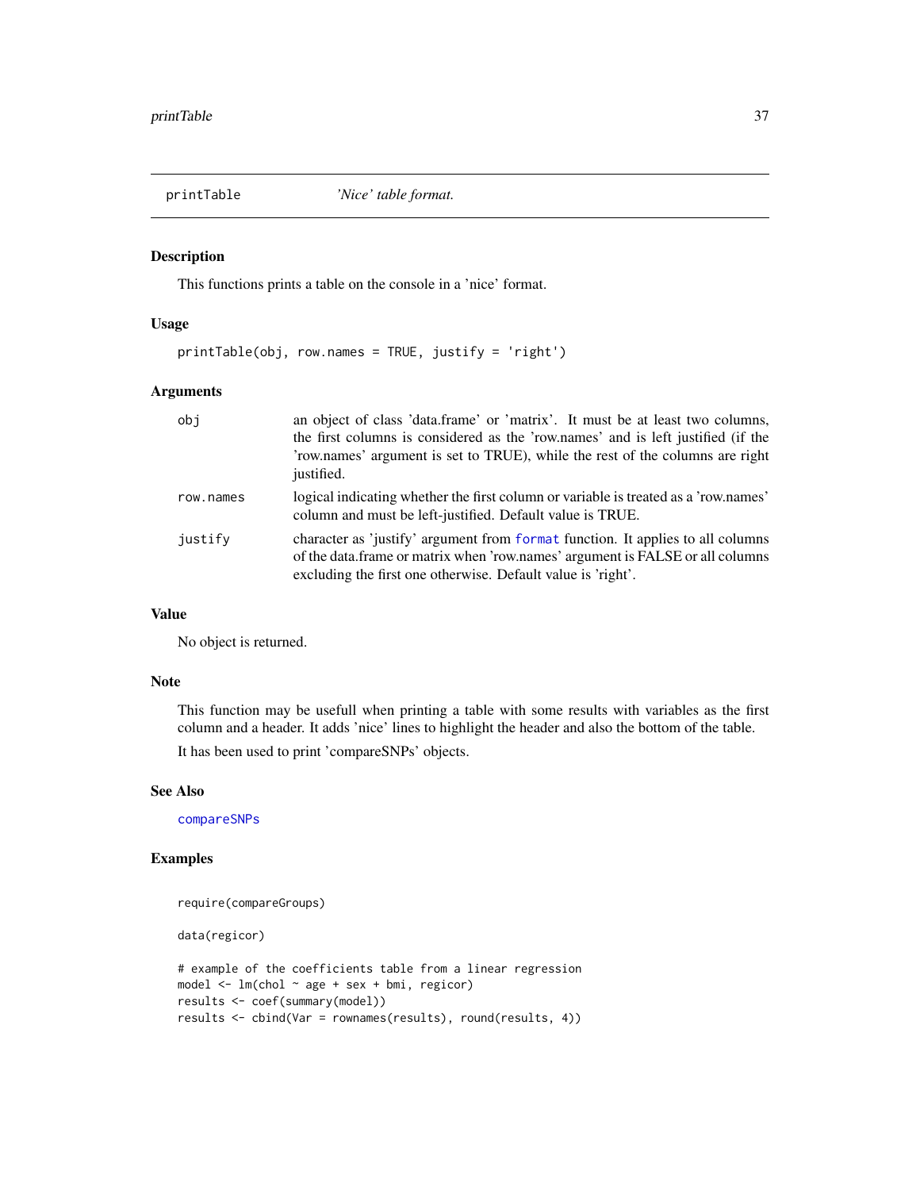printTable *'Nice' table format.*

## Description

This functions prints a table on the console in a 'nice' format.

## Usage

```
printTable(obj, row.names = TRUE, justify = 'right')
```

## Arguments

| | |
|---|---|
| obj | an object of class 'data.frame' or 'matrix'. It must be at least two columns, the first columns is considered as the 'row.names' and is left justified (if the 'row.names' argument is set to TRUE), while the rest of the columns are right justified. |
| row.names | logical indicating whether the first column or variable is treated as a 'row.names' column and must be left-justified. Default value is TRUE. |
| justify | character as 'justify' argument from format function. It applies to all columns of the data.frame or matrix when 'row.names' argument is FALSE or all columns excluding the first one otherwise. Default value is 'right'. |

## Value

No object is returned.

## Note

This function may be usefull when printing a table with some results with variables as the first column and a header. It adds 'nice' lines to highlight the header and also the bottom of the table.

It has been used to print 'compareSNPs' objects.

## See Also

compareSNPs

## Examples

```
require(compareGroups)

data(regicor)

# example of the coefficients table from a linear regression
model <- lm(chol ~ age + sex + bmi, regicor)
results <- coef(summary(model))
results <- cbind(Var = rownames(results), round(results, 4))
```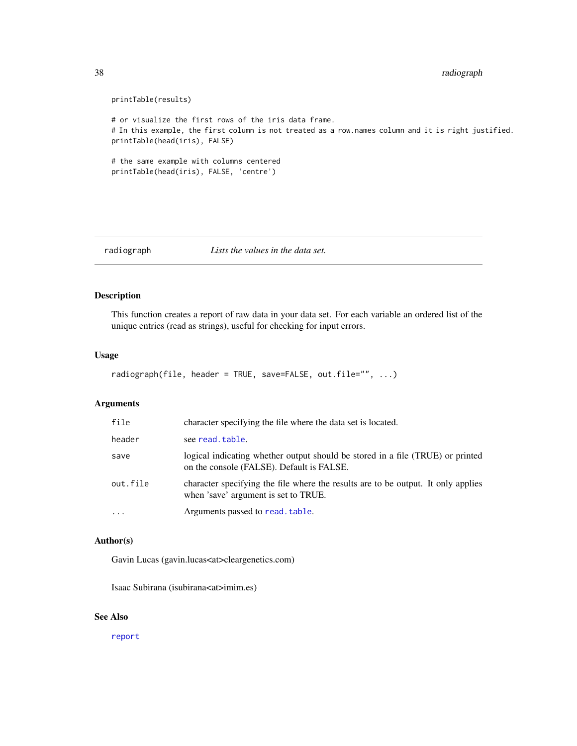```
printTable(results)

# or visualize the first rows of the iris data frame.
# In this example, the first column is not treated as a row.names column and it is right justified.
printTable(head(iris), FALSE)

# the same example with columns centered
printTable(head(iris), FALSE, 'centre')
```

---

## radiograph — *Lists the values in the data set.*

---

### Description

This function creates a report of raw data in your data set. For each variable an ordered list of the unique entries (read as strings), useful for checking for input errors.

### Usage

```
radiograph(file, header = TRUE, save=FALSE, out.file="", ...)
```

### Arguments

| | |
|---|---|
| `file` | character specifying the file where the data set is located. |
| `header` | see `read.table`. |
| `save` | logical indicating whether output should be stored in a file (TRUE) or printed on the console (FALSE). Default is FALSE. |
| `out.file` | character specifying the file where the results are to be output. It only applies when 'save' argument is set to TRUE. |
| `...` | Arguments passed to `read.table`. |

### Author(s)

Gavin Lucas (gavin.lucas<at>cleargenetics.com)

Isaac Subirana (isubirana<at>imim.es)

### See Also

`report`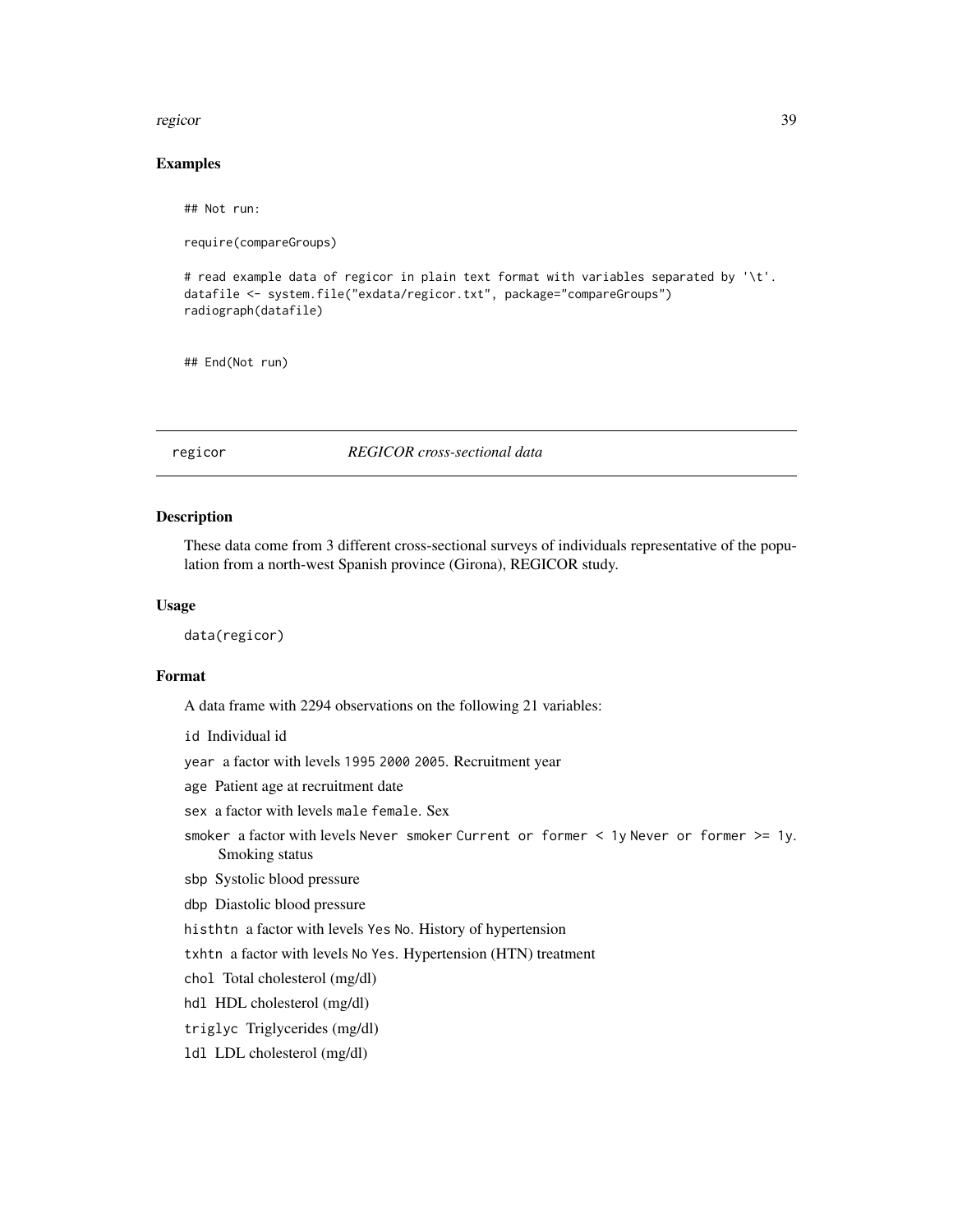### Examples

```
## Not run:

require(compareGroups)

# read example data of regicor in plain text format with variables separated by '\t'.
datafile <- system.file("exdata/regicor.txt", package="compareGroups")
radiograph(datafile)


## End(Not run)
```

---

## regicor — *REGICOR cross-sectional data*

### Description

These data come from 3 different cross-sectional surveys of individuals representative of the population from a north-west Spanish province (Girona), REGICOR study.

### Usage

```
data(regicor)
```

### Format

A data frame with 2294 observations on the following 21 variables:

- `id` Individual id
- `year` a factor with levels `1995` `2000` `2005`. Recruitment year
- `age` Patient age at recruitment date
- `sex` a factor with levels `male` `female`. Sex
- `smoker` a factor with levels `Never smoker` `Current or former < 1y` `Never or former >= 1y`. Smoking status
- `sbp` Systolic blood pressure
- `dbp` Diastolic blood pressure
- `histhtn` a factor with levels `Yes` `No`. History of hypertension
- `txhtn` a factor with levels `No` `Yes`. Hypertension (HTN) treatment
- `chol` Total cholesterol (mg/dl)
- `hdl` HDL cholesterol (mg/dl)
- `triglyc` Triglycerides (mg/dl)
- `ldl` LDL cholesterol (mg/dl)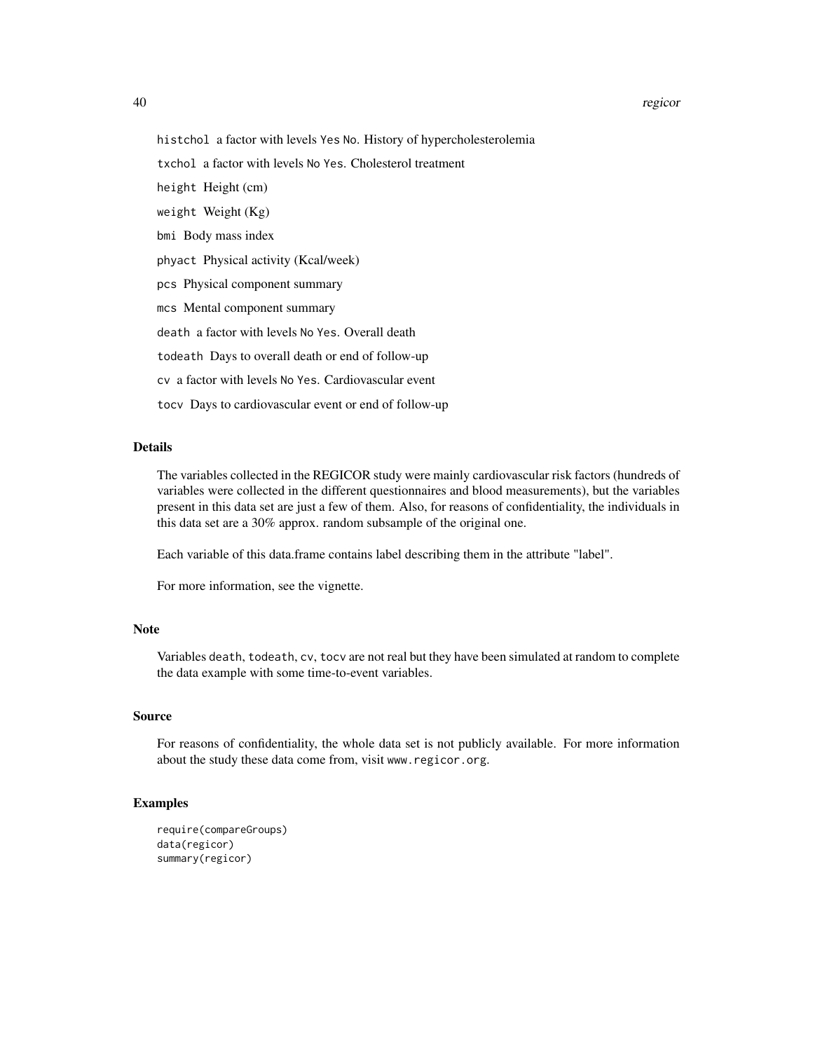histchol a factor with levels Yes No. History of hypercholesterolemia

txchol a factor with levels No Yes. Cholesterol treatment

height Height (cm)

weight Weight (Kg)

bmi Body mass index

phyact Physical activity (Kcal/week)

pcs Physical component summary

mcs Mental component summary

death a factor with levels No Yes. Overall death

todeath Days to overall death or end of follow-up

cv a factor with levels No Yes. Cardiovascular event

tocv Days to cardiovascular event or end of follow-up

## Details

The variables collected in the REGICOR study were mainly cardiovascular risk factors (hundreds of variables were collected in the different questionnaires and blood measurements), but the variables present in this data set are just a few of them. Also, for reasons of confidentiality, the individuals in this data set are a 30% approx. random subsample of the original one.

Each variable of this data.frame contains label describing them in the attribute "label".

For more information, see the vignette.

## Note

Variables death, todeath, cv, tocv are not real but they have been simulated at random to complete the data example with some time-to-event variables.

## Source

For reasons of confidentiality, the whole data set is not publicly available. For more information about the study these data come from, visit www.regicor.org.

## Examples

```
require(compareGroups)
data(regicor)
summary(regicor)
```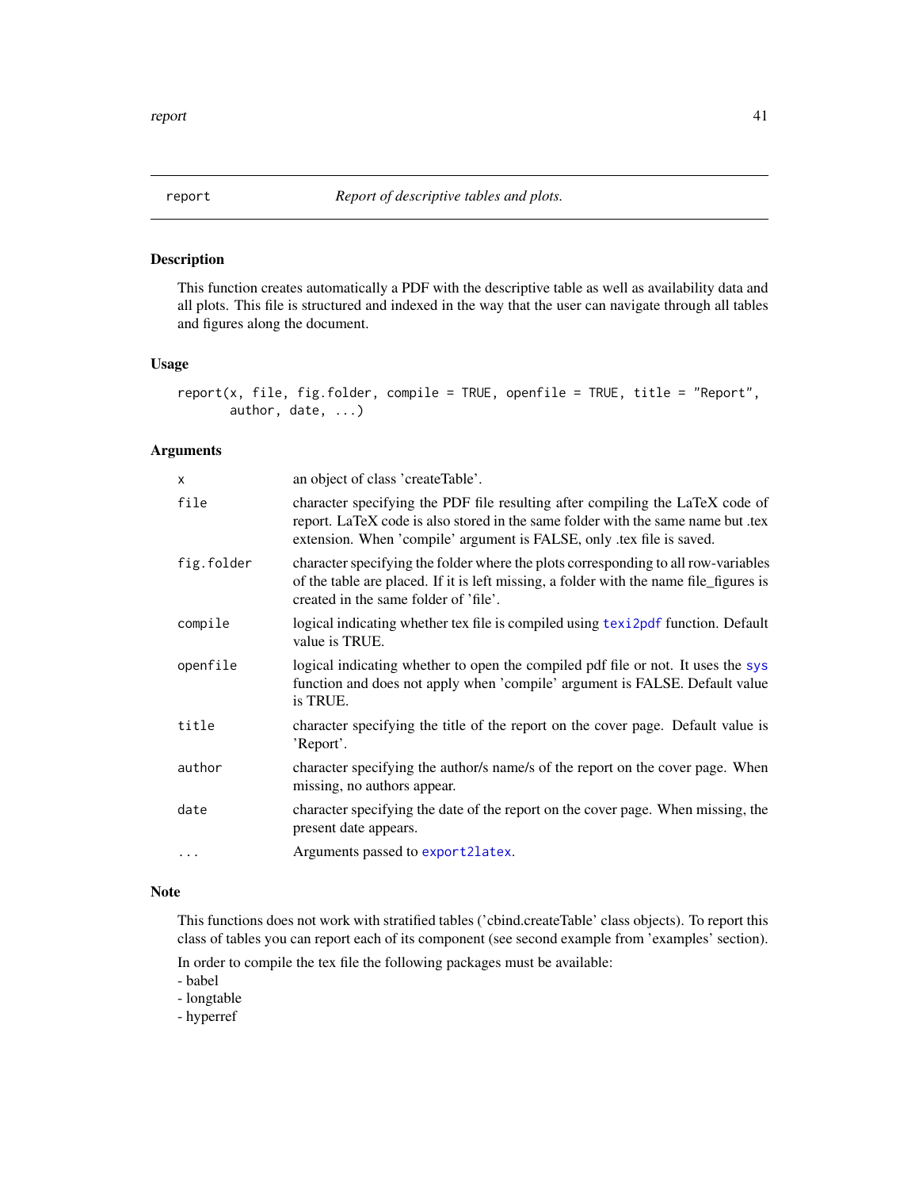## report — *Report of descriptive tables and plots.*

### Description

This function creates automatically a PDF with the descriptive table as well as availability data and all plots. This file is structured and indexed in the way that the user can navigate through all tables and figures along the document.

### Usage

```
report(x, file, fig.folder, compile = TRUE, openfile = TRUE, title = "Report",
       author, date, ...)
```

### Arguments

| | |
|---|---|
| `x` | an object of class 'createTable'. |
| `file` | character specifying the PDF file resulting after compiling the LaTeX code of report. LaTeX code is also stored in the same folder with the same name but .tex extension. When 'compile' argument is FALSE, only .tex file is saved. |
| `fig.folder` | character specifying the folder where the plots corresponding to all row-variables of the table are placed. If it is left missing, a folder with the name file_figures is created in the same folder of 'file'. |
| `compile` | logical indicating whether tex file is compiled using `texi2pdf` function. Default value is TRUE. |
| `openfile` | logical indicating whether to open the compiled pdf file or not. It uses the `sys` function and does not apply when 'compile' argument is FALSE. Default value is TRUE. |
| `title` | character specifying the title of the report on the cover page. Default value is 'Report'. |
| `author` | character specifying the author/s name/s of the report on the cover page. When missing, no authors appear. |
| `date` | character specifying the date of the report on the cover page. When missing, the present date appears. |
| `...` | Arguments passed to `export2latex`. |

### Note

This functions does not work with stratified tables ('cbind.createTable' class objects). To report this class of tables you can report each of its component (see second example from 'examples' section).

In order to compile the tex file the following packages must be available:
- babel
- longtable
- hyperref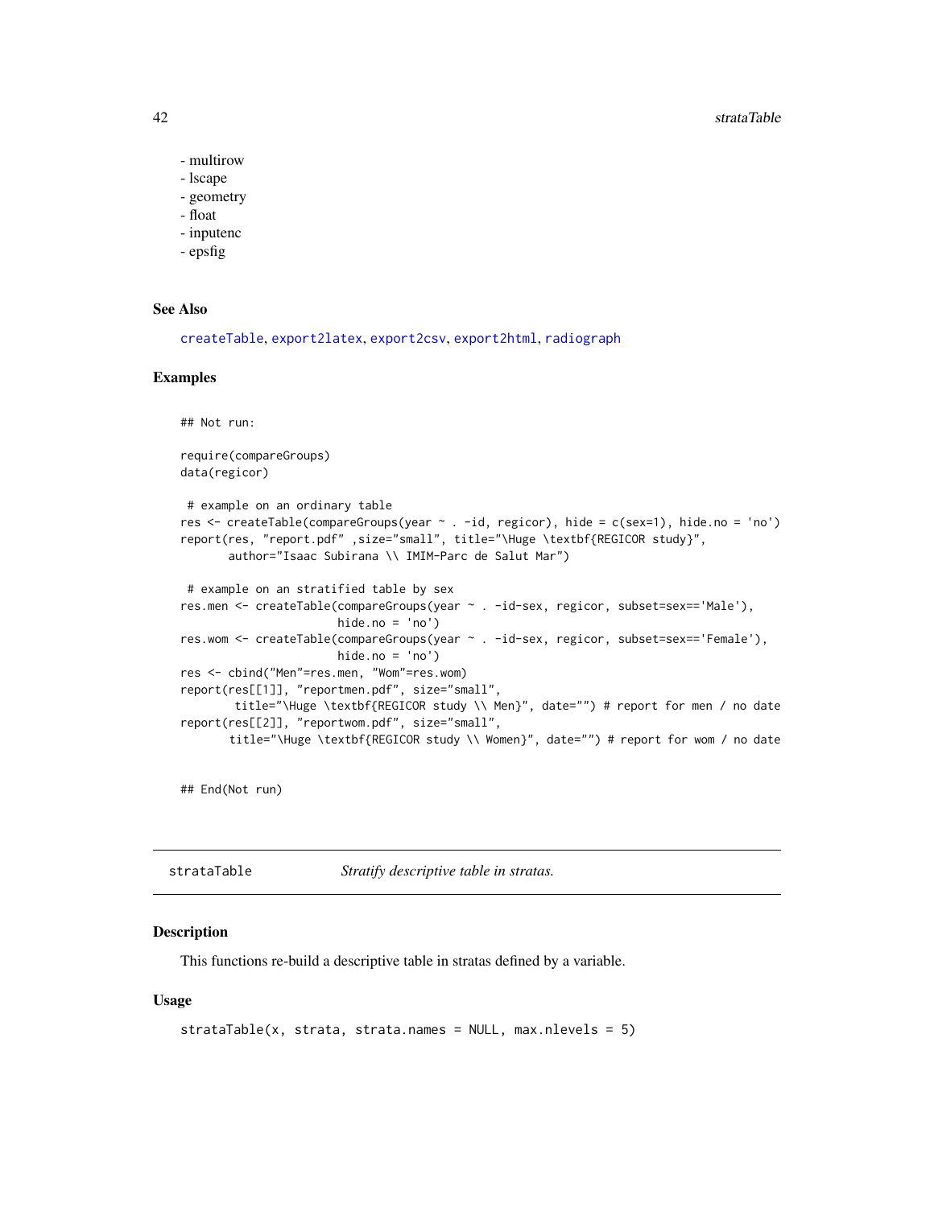- multirow
- lscape
- geometry
- float
- inputenc
- epsfig

### See Also

createTable, export2latex, export2csv, export2html, radiograph

### Examples

```
## Not run:

require(compareGroups)
data(regicor)

 # example on an ordinary table
res <- createTable(compareGroups(year ~ . -id, regicor), hide = c(sex=1), hide.no = 'no')
report(res, "report.pdf" ,size="small", title="\Huge \textbf{REGICOR study}",
       author="Isaac Subirana \\ IMIM-Parc de Salut Mar")

 # example on an stratified table by sex
res.men <- createTable(compareGroups(year ~ . -id-sex, regicor, subset=sex=='Male'),
                       hide.no = 'no')
res.wom <- createTable(compareGroups(year ~ . -id-sex, regicor, subset=sex=='Female'),
                       hide.no = 'no')
res <- cbind("Men"=res.men, "Wom"=res.wom)
report(res[[1]], "reportmen.pdf", size="small",
        title="\Huge \textbf{REGICOR study \\ Men}", date="") # report for men / no date
report(res[[2]], "reportwom.pdf", size="small",
       title="\Huge \textbf{REGICOR study \\ Women}", date="") # report for wom / no date


## End(Not run)
```

---

## strataTable — *Stratify descriptive table in stratas.*

### Description

This functions re-build a descriptive table in stratas defined by a variable.

### Usage

```
strataTable(x, strata, strata.names = NULL, max.nlevels = 5)
```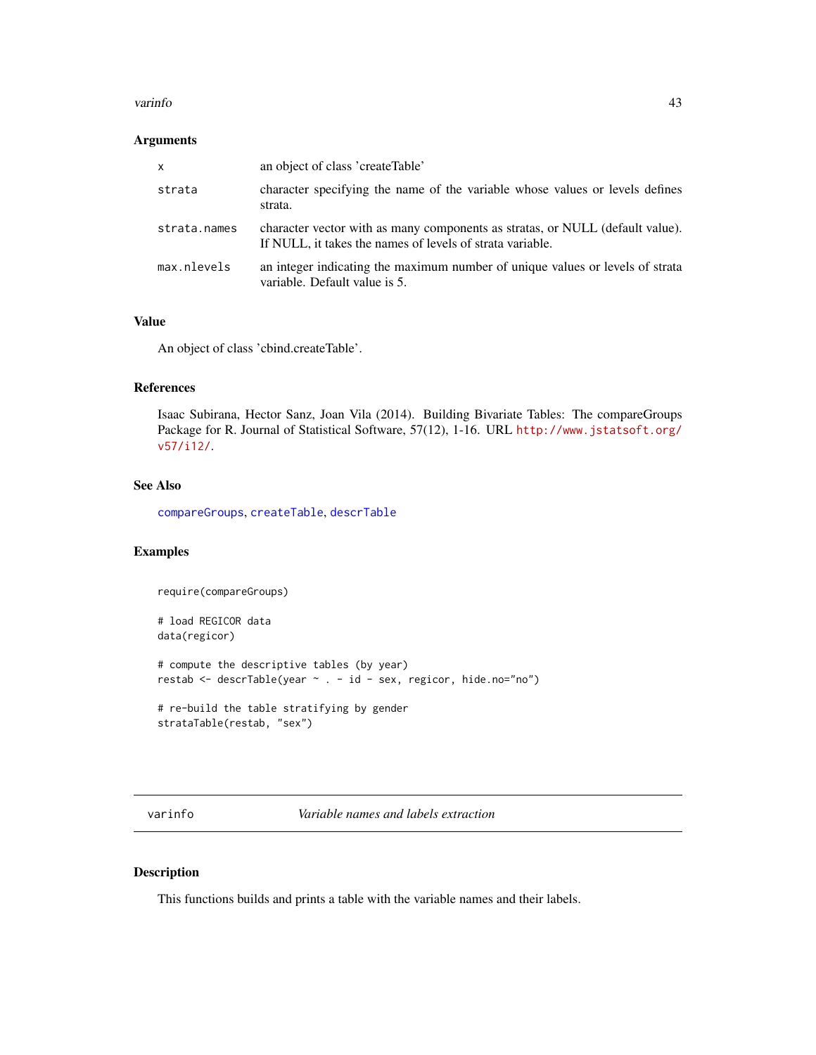### Arguments

| | |
|---|---|
| x | an object of class 'createTable' |
| strata | character specifying the name of the variable whose values or levels defines strata. |
| strata.names | character vector with as many components as stratas, or NULL (default value). If NULL, it takes the names of levels of strata variable. |
| max.nlevels | an integer indicating the maximum number of unique values or levels of strata variable. Default value is 5. |

### Value

An object of class 'cbind.createTable'.

### References

Isaac Subirana, Hector Sanz, Joan Vila (2014). Building Bivariate Tables: The compareGroups Package for R. Journal of Statistical Software, 57(12), 1-16. URL http://www.jstatsoft.org/v57/i12/.

### See Also

compareGroups, createTable, descrTable

### Examples

```
require(compareGroups)

# load REGICOR data
data(regicor)

# compute the descriptive tables (by year)
restab <- descrTable(year ~ . - id - sex, regicor, hide.no="no")

# re-build the table stratifying by gender
strataTable(restab, "sex")
```

---

## varinfo — *Variable names and labels extraction*

### Description

This functions builds and prints a table with the variable names and their labels.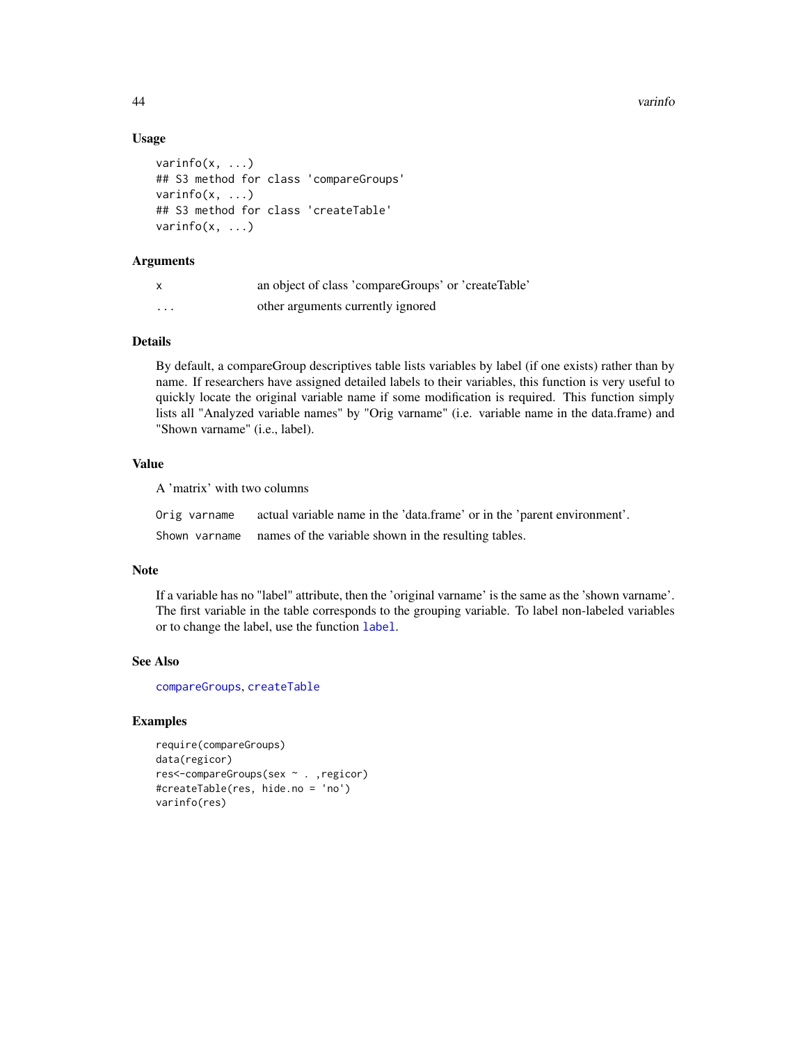### Usage

```
varinfo(x, ...)
## S3 method for class 'compareGroups'
varinfo(x, ...)
## S3 method for class 'createTable'
varinfo(x, ...)
```

### Arguments

| | |
|---|---|
| x | an object of class 'compareGroups' or 'createTable' |
| ... | other arguments currently ignored |

### Details

By default, a compareGroup descriptives table lists variables by label (if one exists) rather than by name. If researchers have assigned detailed labels to their variables, this function is very useful to quickly locate the original variable name if some modification is required. This function simply lists all "Analyzed variable names" by "Orig varname" (i.e. variable name in the data.frame) and "Shown varname" (i.e., label).

### Value

A 'matrix' with two columns

| | |
|---|---|
| Orig varname | actual variable name in the 'data.frame' or in the 'parent environment'. |
| Shown varname | names of the variable shown in the resulting tables. |

### Note

If a variable has no "label" attribute, then the 'original varname' is the same as the 'shown varname'. The first variable in the table corresponds to the grouping variable. To label non-labeled variables or to change the label, use the function `label`.

### See Also

`compareGroups`, `createTable`

### Examples

```
require(compareGroups)
data(regicor)
res<-compareGroups(sex ~ . ,regicor)
#createTable(res, hide.no = 'no')
varinfo(res)
```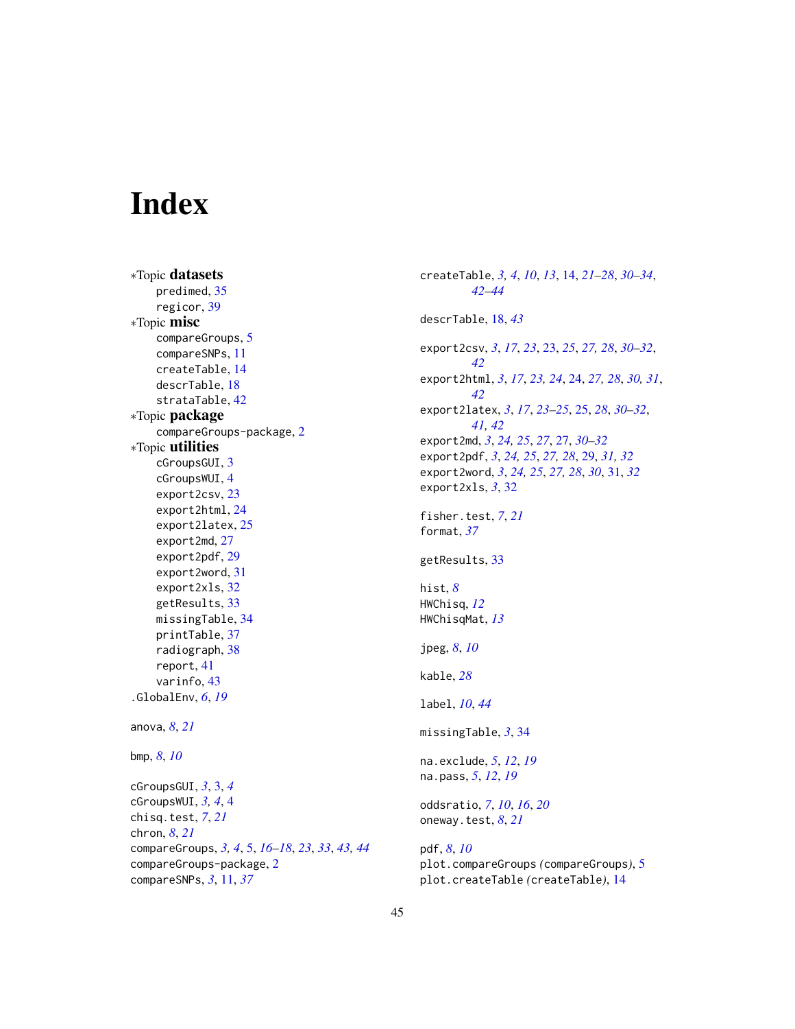# Index

*Topic **datasets**
- predimed, 35
- regicor, 39

*Topic **misc**
- compareGroups, 5
- compareSNPs, 11
- createTable, 14
- descrTable, 18
- strataTable, 42

*Topic **package**
- compareGroups-package, 2

*Topic **utilities**
- cGroupsGUI, 3
- cGroupsWUI, 4
- export2csv, 23
- export2html, 24
- export2latex, 25
- export2md, 27
- export2pdf, 29
- export2word, 31
- export2xls, 32
- getResults, 33
- missingTable, 34
- printTable, 37
- radiograph, 38
- report, 41
- varinfo, 43

.GlobalEnv, *6*, *19*

anova, *8*, *21*

bmp, *8*, *10*

cGroupsGUI, *3*, 3, *4*
cGroupsWUI, *3, 4*, 4
chisq.test, *7*, *21*
chron, *8*, *21*
compareGroups, *3, 4*, 5, *16–18*, *23*, *33*, *43, 44*
compareGroups-package, 2
compareSNPs, *3*, 11, *37*

createTable, *3, 4*, *10*, *13*, 14, *21–28*, *30–34*, *42–44*

descrTable, 18, *43*

export2csv, *3*, *17*, *23*, 23, *25*, *27, 28*, *30–32*, *42*
export2html, *3*, *17*, *23, 24*, 24, *27, 28*, *30, 31*, *42*
export2latex, *3*, *17*, *23–25*, 25, *28*, *30–32*, *41, 42*
export2md, *3*, *24, 25*, *27*, 27, *30–32*
export2pdf, *3*, *24, 25*, *27, 28*, 29, *31, 32*
export2word, *3*, *24, 25*, *27, 28*, *30*, 31, *32*
export2xls, *3*, 32

fisher.test, *7*, *21*
format, *37*

getResults, 33

hist, *8*
HWChisq, *12*
HWChisqMat, *13*

jpeg, *8*, *10*

kable, *28*

label, *10*, *44*

missingTable, *3*, 34

na.exclude, *5*, *12*, *19*
na.pass, *5*, *12*, *19*

oddsratio, *7*, *10*, *16*, *20*
oneway.test, *8*, *21*

pdf, *8*, *10*
plot.compareGroups (compareGroups), 5
plot.createTable (createTable), 14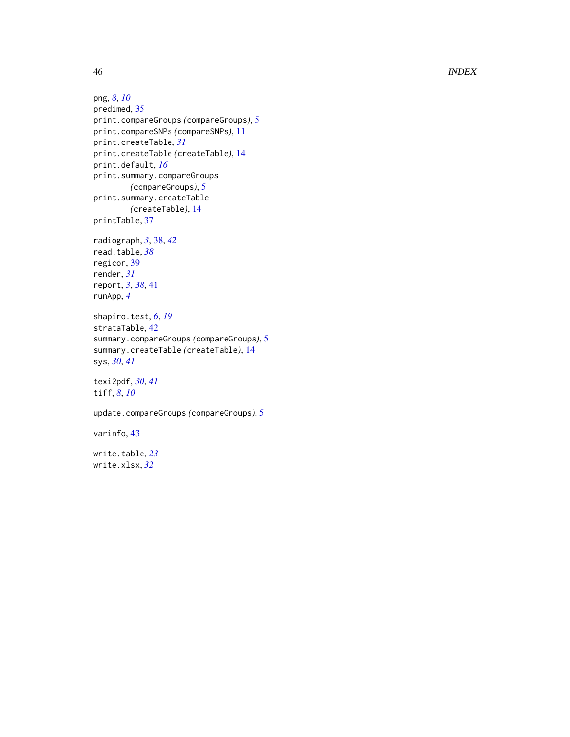png, *8*, *10*
predimed, 35
print.compareGroups *(*compareGroups*)*, 5
print.compareSNPs *(*compareSNPs*)*, 11
print.createTable, *31*
print.createTable *(*createTable*)*, 14
print.default, *16*
print.summary.compareGroups
    *(*compareGroups*)*, 5
print.summary.createTable
    *(*createTable*)*, 14
printTable, 37

radiograph, *3*, 38, *42*
read.table, *38*
regicor, 39
render, *31*
report, *3*, *38*, 41
runApp, *4*

shapiro.test, *6*, *19*
strataTable, 42
summary.compareGroups *(*compareGroups*)*, 5
summary.createTable *(*createTable*)*, 14
sys, *30*, *41*

texi2pdf, *30*, *41*
tiff, *8*, *10*

update.compareGroups *(*compareGroups*)*, 5

varinfo, 43

write.table, *23*
write.xlsx, *32*